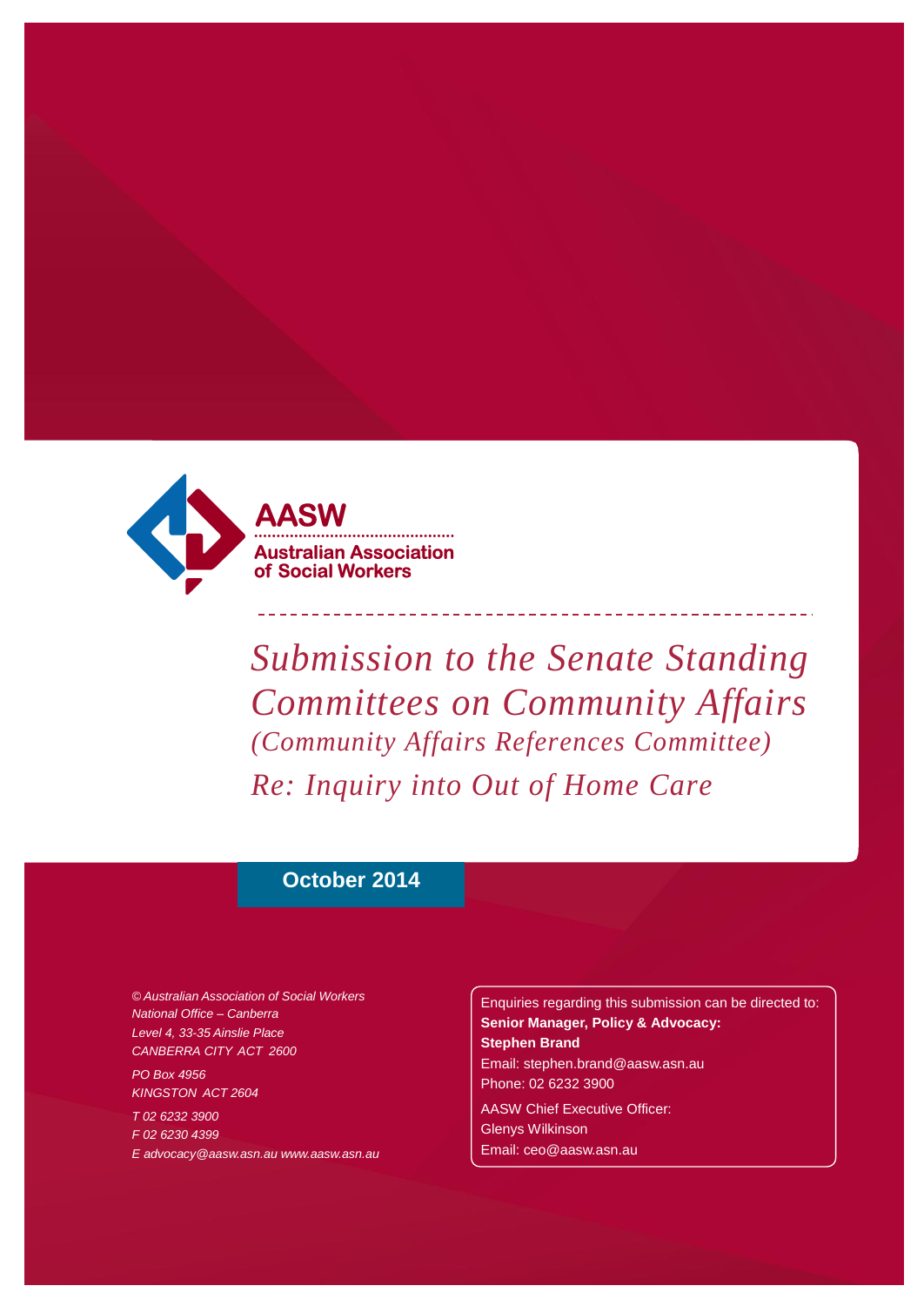**AASW**

**Australian Association of Social Workers**

# *Submission to the Senate Standing Committees on Community Affairs*

## *(Community Affairs References Committee)*

## *Re: Inquiry into Out of Home Care*

**October 2014**

*© Australian Association of Social Workers*
*National Office – Canberra*
*Level 4, 33-35 Ainslie Place*
*CANBERRA CITY ACT 2600*

*PO Box 4956*
*KINGSTON ACT 2604*

*T 02 6232 3900*
*F 02 6230 4399*
*E advocacy@aasw.asn.au www.aasw.asn.au*

Enquiries regarding this submission can be directed to:
**Senior Manager, Policy & Advocacy:**
**Stephen Brand**
Email: stephen.brand@aasw.asn.au
Phone: 02 6232 3900

AASW Chief Executive Officer:
Glenys Wilkinson
Email: ceo@aasw.asn.au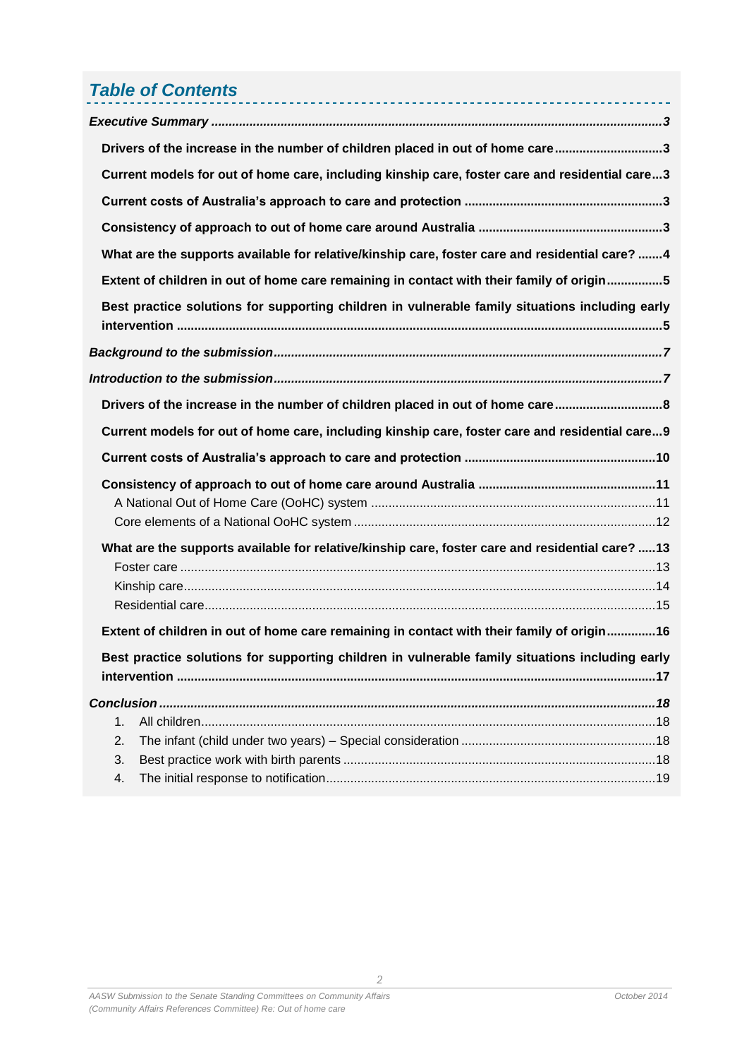## *Table of Contents*

***Executive Summary*** ........................................................................................................................... ***3***

**Drivers of the increase in the number of children placed in out of home care** .............................. **3**

**Current models for out of home care, including kinship care, foster care and residential care**...**3**

**Current costs of Australia's approach to care and protection** ........................................................**3**

**Consistency of approach to out of home care around Australia** ....................................................**3**

**What are the supports available for relative/kinship care, foster care and residential care?** .......**4**

**Extent of children in out of home care remaining in contact with their family of origin**................**5**

**Best practice solutions for supporting children in vulnerable family situations including early intervention** ..........................................................................................................................................**5**

***Background to the submission***............................................................................................................***7***

***Introduction to the submission***.............................................................................................................***7***

**Drivers of the increase in the number of children placed in out of home care** ..............................**8**

**Current models for out of home care, including kinship care, foster care and residential care**...**9**

**Current costs of Australia's approach to care and protection** ......................................................**10**

**Consistency of approach to out of home care around Australia** ..................................................**11**

A National Out of Home Care (OoHC) system .................................................................................11

Core elements of a National OoHC system ......................................................................................12

**What are the supports available for relative/kinship care, foster care and residential care?** .....**13**

Foster care .......................................................................................................................................13

Kinship care......................................................................................................................................14

Residential care................................................................................................................................15

**Extent of children in out of home care remaining in contact with their family of origin**..............**16**

**Best practice solutions for supporting children in vulnerable family situations including early intervention** ........................................................................................................................................**17**

***Conclusion*** ............................................................................................................................................***18***

1. All children.................................................................................................................................18
2. The infant (child under two years) – Special consideration .......................................................18
3. Best practice work with birth parents .........................................................................................18
4. The initial response to notification..............................................................................................19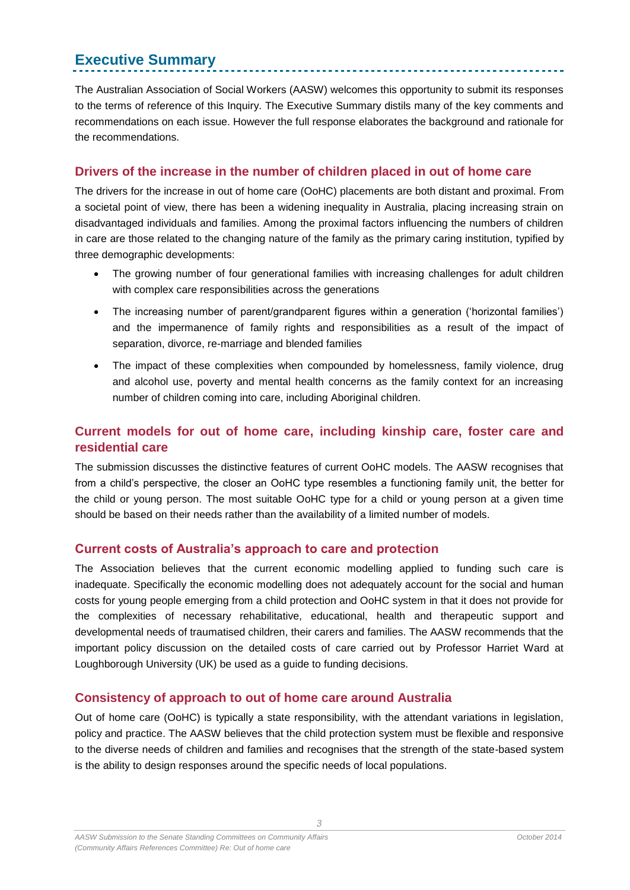## Executive Summary

The Australian Association of Social Workers (AASW) welcomes this opportunity to submit its responses to the terms of reference of this Inquiry. The Executive Summary distils many of the key comments and recommendations on each issue. However the full response elaborates the background and rationale for the recommendations.

### Drivers of the increase in the number of children placed in out of home care

The drivers for the increase in out of home care (OoHC) placements are both distant and proximal. From a societal point of view, there has been a widening inequality in Australia, placing increasing strain on disadvantaged individuals and families. Among the proximal factors influencing the numbers of children in care are those related to the changing nature of the family as the primary caring institution, typified by three demographic developments:

- The growing number of four generational families with increasing challenges for adult children with complex care responsibilities across the generations
- The increasing number of parent/grandparent figures within a generation ('horizontal families') and the impermanence of family rights and responsibilities as a result of the impact of separation, divorce, re-marriage and blended families
- The impact of these complexities when compounded by homelessness, family violence, drug and alcohol use, poverty and mental health concerns as the family context for an increasing number of children coming into care, including Aboriginal children.

### Current models for out of home care, including kinship care, foster care and residential care

The submission discusses the distinctive features of current OoHC models. The AASW recognises that from a child's perspective, the closer an OoHC type resembles a functioning family unit, the better for the child or young person. The most suitable OoHC type for a child or young person at a given time should be based on their needs rather than the availability of a limited number of models.

### Current costs of Australia's approach to care and protection

The Association believes that the current economic modelling applied to funding such care is inadequate. Specifically the economic modelling does not adequately account for the social and human costs for young people emerging from a child protection and OoHC system in that it does not provide for the complexities of necessary rehabilitative, educational, health and therapeutic support and developmental needs of traumatised children, their carers and families. The AASW recommends that the important policy discussion on the detailed costs of care carried out by Professor Harriet Ward at Loughborough University (UK) be used as a guide to funding decisions.

### Consistency of approach to out of home care around Australia

Out of home care (OoHC) is typically a state responsibility, with the attendant variations in legislation, policy and practice. The AASW believes that the child protection system must be flexible and responsive to the diverse needs of children and families and recognises that the strength of the state-based system is the ability to design responses around the specific needs of local populations.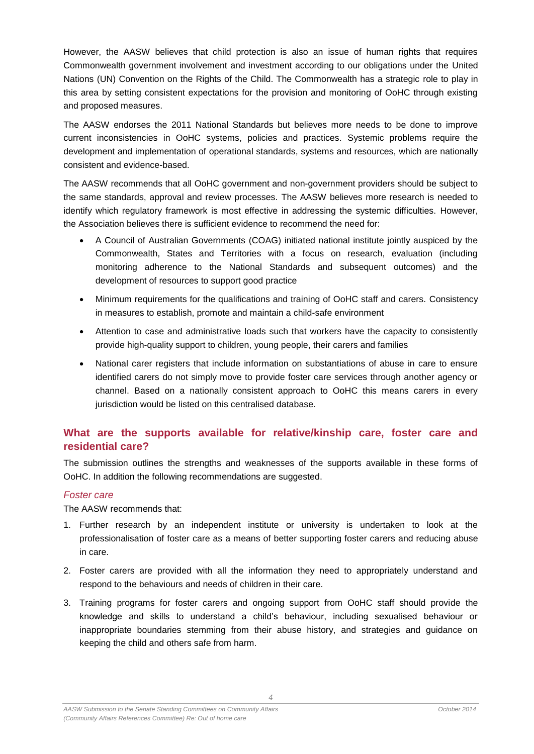However, the AASW believes that child protection is also an issue of human rights that requires Commonwealth government involvement and investment according to our obligations under the United Nations (UN) Convention on the Rights of the Child. The Commonwealth has a strategic role to play in this area by setting consistent expectations for the provision and monitoring of OoHC through existing and proposed measures.

The AASW endorses the 2011 National Standards but believes more needs to be done to improve current inconsistencies in OoHC systems, policies and practices. Systemic problems require the development and implementation of operational standards, systems and resources, which are nationally consistent and evidence-based.

The AASW recommends that all OoHC government and non-government providers should be subject to the same standards, approval and review processes. The AASW believes more research is needed to identify which regulatory framework is most effective in addressing the systemic difficulties. However, the Association believes there is sufficient evidence to recommend the need for:

- A Council of Australian Governments (COAG) initiated national institute jointly auspiced by the Commonwealth, States and Territories with a focus on research, evaluation (including monitoring adherence to the National Standards and subsequent outcomes) and the development of resources to support good practice
- Minimum requirements for the qualifications and training of OoHC staff and carers. Consistency in measures to establish, promote and maintain a child-safe environment
- Attention to case and administrative loads such that workers have the capacity to consistently provide high-quality support to children, young people, their carers and families
- National carer registers that include information on substantiations of abuse in care to ensure identified carers do not simply move to provide foster care services through another agency or channel. Based on a nationally consistent approach to OoHC this means carers in every jurisdiction would be listed on this centralised database.

## What are the supports available for relative/kinship care, foster care and residential care?

The submission outlines the strengths and weaknesses of the supports available in these forms of OoHC. In addition the following recommendations are suggested.

### *Foster care*

The AASW recommends that:

1. Further research by an independent institute or university is undertaken to look at the professionalisation of foster care as a means of better supporting foster carers and reducing abuse in care.
2. Foster carers are provided with all the information they need to appropriately understand and respond to the behaviours and needs of children in their care.
3. Training programs for foster carers and ongoing support from OoHC staff should provide the knowledge and skills to understand a child's behaviour, including sexualised behaviour or inappropriate boundaries stemming from their abuse history, and strategies and guidance on keeping the child and others safe from harm.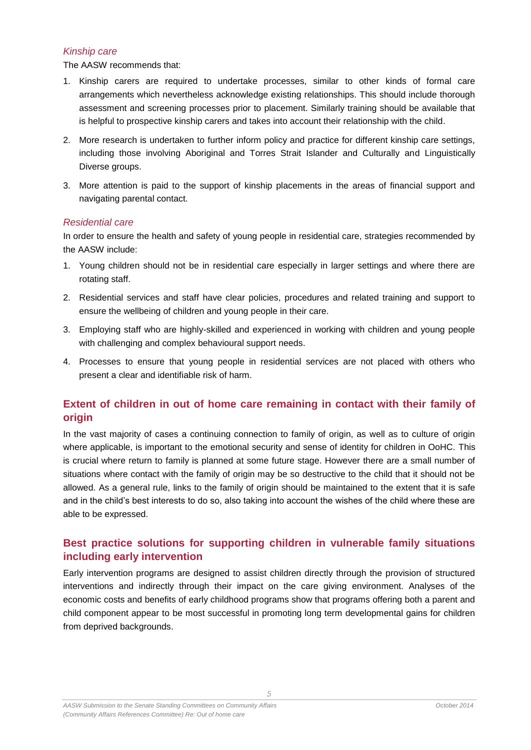### *Kinship care*

The AASW recommends that:

1. Kinship carers are required to undertake processes, similar to other kinds of formal care arrangements which nevertheless acknowledge existing relationships. This should include thorough assessment and screening processes prior to placement. Similarly training should be available that is helpful to prospective kinship carers and takes into account their relationship with the child.
2. More research is undertaken to further inform policy and practice for different kinship care settings, including those involving Aboriginal and Torres Strait Islander and Culturally and Linguistically Diverse groups.
3. More attention is paid to the support of kinship placements in the areas of financial support and navigating parental contact.

### *Residential care*

In order to ensure the health and safety of young people in residential care, strategies recommended by the AASW include:

1. Young children should not be in residential care especially in larger settings and where there are rotating staff.
2. Residential services and staff have clear policies, procedures and related training and support to ensure the wellbeing of children and young people in their care.
3. Employing staff who are highly-skilled and experienced in working with children and young people with challenging and complex behavioural support needs.
4. Processes to ensure that young people in residential services are not placed with others who present a clear and identifiable risk of harm.

## Extent of children in out of home care remaining in contact with their family of origin

In the vast majority of cases a continuing connection to family of origin, as well as to culture of origin where applicable, is important to the emotional security and sense of identity for children in OoHC. This is crucial where return to family is planned at some future stage. However there are a small number of situations where contact with the family of origin may be so destructive to the child that it should not be allowed. As a general rule, links to the family of origin should be maintained to the extent that it is safe and in the child's best interests to do so, also taking into account the wishes of the child where these are able to be expressed.

## Best practice solutions for supporting children in vulnerable family situations including early intervention

Early intervention programs are designed to assist children directly through the provision of structured interventions and indirectly through their impact on the care giving environment. Analyses of the economic costs and benefits of early childhood programs show that programs offering both a parent and child component appear to be most successful in promoting long term developmental gains for children from deprived backgrounds.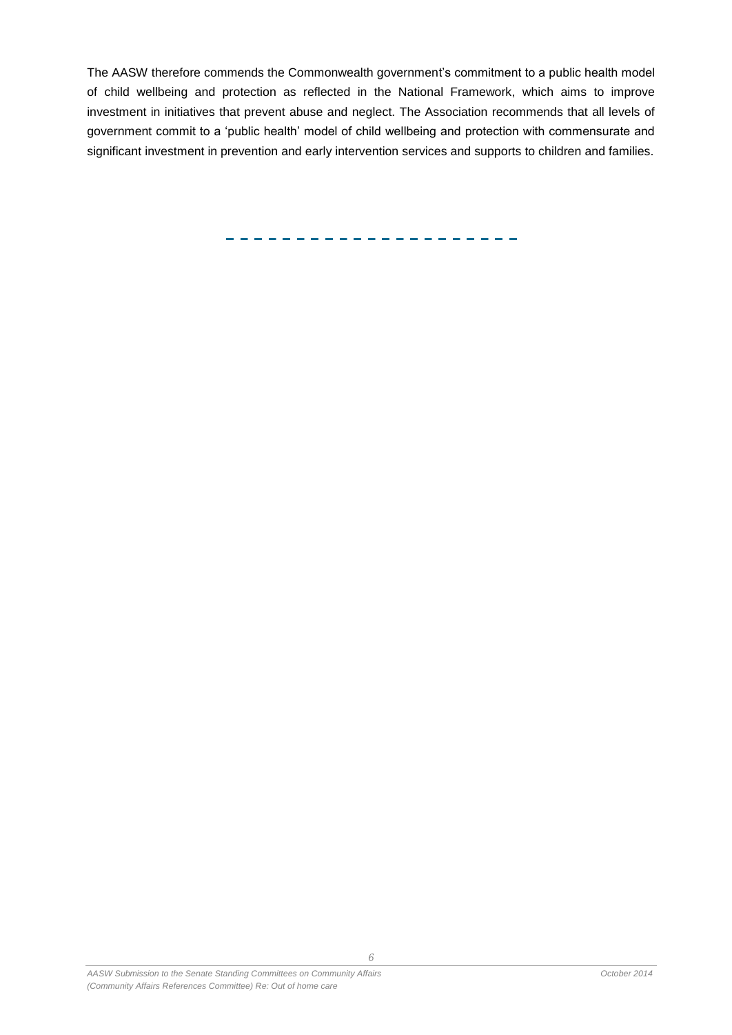The AASW therefore commends the Commonwealth government's commitment to a public health model of child wellbeing and protection as reflected in the National Framework, which aims to improve investment in initiatives that prevent abuse and neglect. The Association recommends that all levels of government commit to a 'public health' model of child wellbeing and protection with commensurate and significant investment in prevention and early intervention services and supports to children and families.

---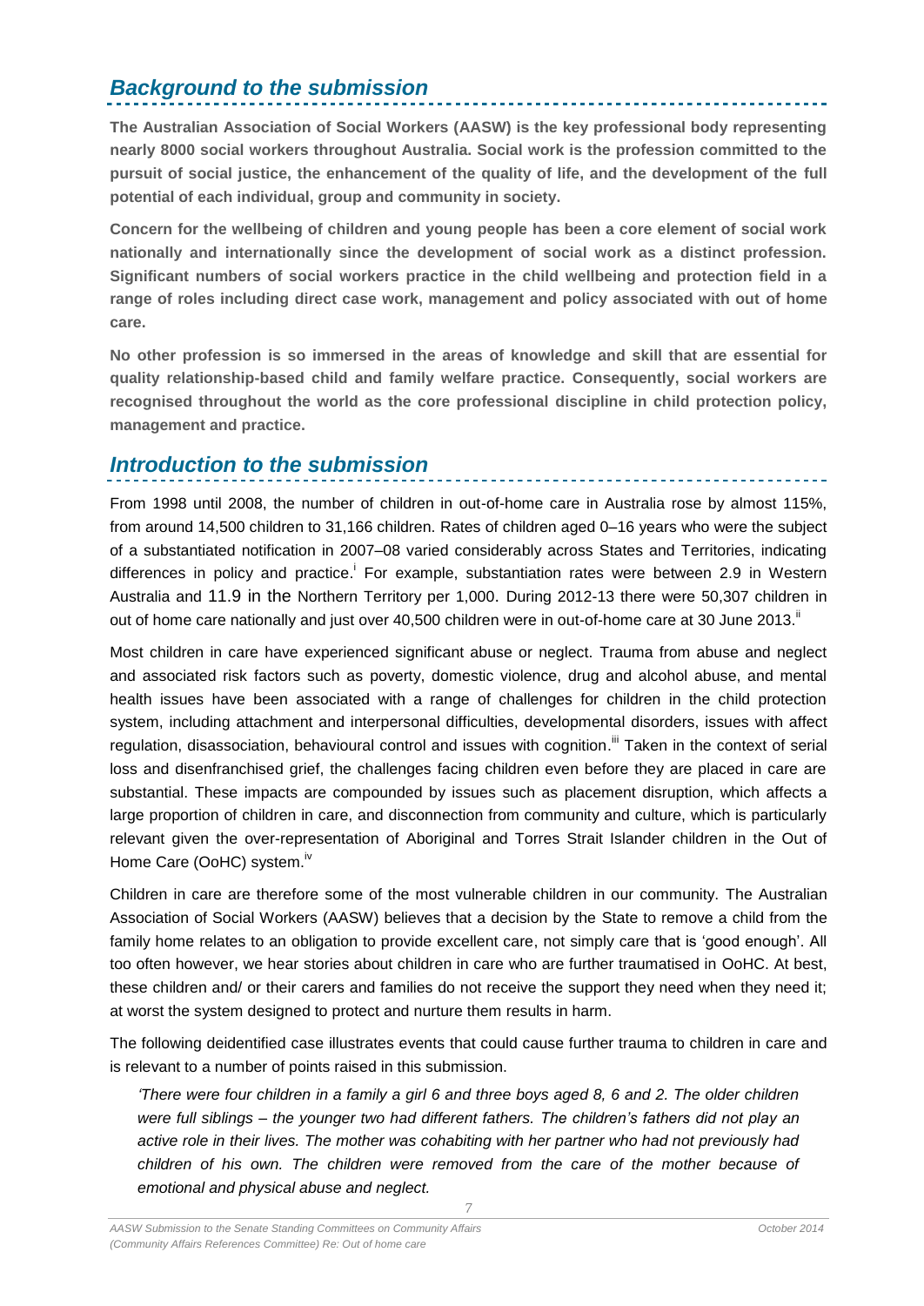## *Background to the submission*

**The Australian Association of Social Workers (AASW) is the key professional body representing nearly 8000 social workers throughout Australia. Social work is the profession committed to the pursuit of social justice, the enhancement of the quality of life, and the development of the full potential of each individual, group and community in society.**

**Concern for the wellbeing of children and young people has been a core element of social work nationally and internationally since the development of social work as a distinct profession. Significant numbers of social workers practice in the child wellbeing and protection field in a range of roles including direct case work, management and policy associated with out of home care.**

**No other profession is so immersed in the areas of knowledge and skill that are essential for quality relationship-based child and family welfare practice. Consequently, social workers are recognised throughout the world as the core professional discipline in child protection policy, management and practice.**

## *Introduction to the submission*

From 1998 until 2008, the number of children in out-of-home care in Australia rose by almost 115%, from around 14,500 children to 31,166 children. Rates of children aged 0–16 years who were the subject of a substantiated notification in 2007–08 varied considerably across States and Territories, indicating differences in policy and practice.[i] For example, substantiation rates were between 2.9 in Western Australia and 11.9 in the Northern Territory per 1,000. During 2012-13 there were 50,307 children in out of home care nationally and just over 40,500 children were in out-of-home care at 30 June 2013.[ii]

Most children in care have experienced significant abuse or neglect. Trauma from abuse and neglect and associated risk factors such as poverty, domestic violence, drug and alcohol abuse, and mental health issues have been associated with a range of challenges for children in the child protection system, including attachment and interpersonal difficulties, developmental disorders, issues with affect regulation, disassociation, behavioural control and issues with cognition.[iii] Taken in the context of serial loss and disenfranchised grief, the challenges facing children even before they are placed in care are substantial. These impacts are compounded by issues such as placement disruption, which affects a large proportion of children in care, and disconnection from community and culture, which is particularly relevant given the over-representation of Aboriginal and Torres Strait Islander children in the Out of Home Care (OoHC) system.[iv]

Children in care are therefore some of the most vulnerable children in our community. The Australian Association of Social Workers (AASW) believes that a decision by the State to remove a child from the family home relates to an obligation to provide excellent care, not simply care that is 'good enough'. All too often however, we hear stories about children in care who are further traumatised in OoHC. At best, these children and/ or their carers and families do not receive the support they need when they need it; at worst the system designed to protect and nurture them results in harm.

The following deidentified case illustrates events that could cause further trauma to children in care and is relevant to a number of points raised in this submission.

> *'There were four children in a family a girl 6 and three boys aged 8, 6 and 2. The older children were full siblings – the younger two had different fathers. The children's fathers did not play an active role in their lives. The mother was cohabiting with her partner who had not previously had children of his own. The children were removed from the care of the mother because of emotional and physical abuse and neglect.*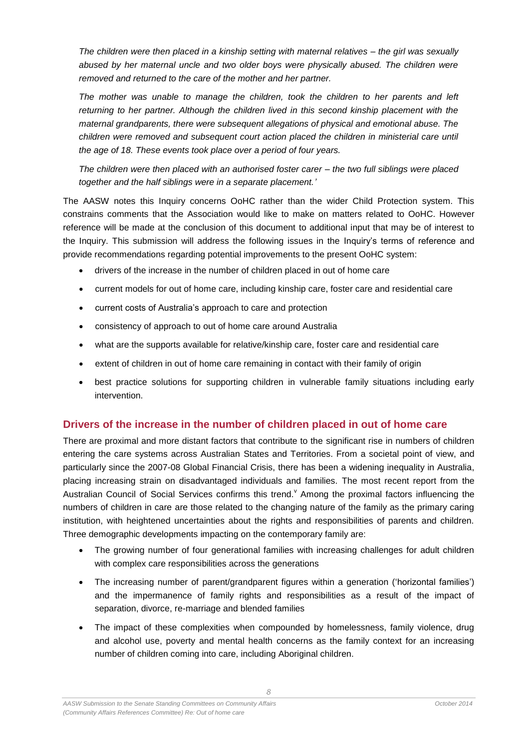*The children were then placed in a kinship setting with maternal relatives – the girl was sexually abused by her maternal uncle and two older boys were physically abused. The children were removed and returned to the care of the mother and her partner.*

*The mother was unable to manage the children, took the children to her parents and left returning to her partner. Although the children lived in this second kinship placement with the maternal grandparents, there were subsequent allegations of physical and emotional abuse. The children were removed and subsequent court action placed the children in ministerial care until the age of 18. These events took place over a period of four years.*

*The children were then placed with an authorised foster carer – the two full siblings were placed together and the half siblings were in a separate placement.'*

The AASW notes this Inquiry concerns OoHC rather than the wider Child Protection system. This constrains comments that the Association would like to make on matters related to OoHC. However reference will be made at the conclusion of this document to additional input that may be of interest to the Inquiry. This submission will address the following issues in the Inquiry's terms of reference and provide recommendations regarding potential improvements to the present OoHC system:

- drivers of the increase in the number of children placed in out of home care
- current models for out of home care, including kinship care, foster care and residential care
- current costs of Australia's approach to care and protection
- consistency of approach to out of home care around Australia
- what are the supports available for relative/kinship care, foster care and residential care
- extent of children in out of home care remaining in contact with their family of origin
- best practice solutions for supporting children in vulnerable family situations including early intervention.

## Drivers of the increase in the number of children placed in out of home care

There are proximal and more distant factors that contribute to the significant rise in numbers of children entering the care systems across Australian States and Territories. From a societal point of view, and particularly since the 2007-08 Global Financial Crisis, there has been a widening inequality in Australia, placing increasing strain on disadvantaged individuals and families. The most recent report from the Australian Council of Social Services confirms this trend.[v] Among the proximal factors influencing the numbers of children in care are those related to the changing nature of the family as the primary caring institution, with heightened uncertainties about the rights and responsibilities of parents and children. Three demographic developments impacting on the contemporary family are:

- The growing number of four generational families with increasing challenges for adult children with complex care responsibilities across the generations
- The increasing number of parent/grandparent figures within a generation ('horizontal families') and the impermanence of family rights and responsibilities as a result of the impact of separation, divorce, re-marriage and blended families
- The impact of these complexities when compounded by homelessness, family violence, drug and alcohol use, poverty and mental health concerns as the family context for an increasing number of children coming into care, including Aboriginal children.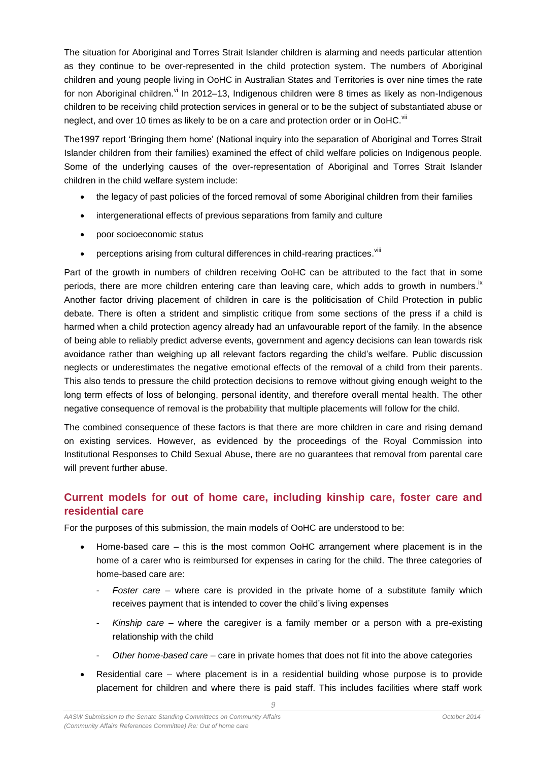The situation for Aboriginal and Torres Strait Islander children is alarming and needs particular attention as they continue to be over-represented in the child protection system. The numbers of Aboriginal children and young people living in OoHC in Australian States and Territories is over nine times the rate for non Aboriginal children.[vi] In 2012–13, Indigenous children were 8 times as likely as non-Indigenous children to be receiving child protection services in general or to be the subject of substantiated abuse or neglect, and over 10 times as likely to be on a care and protection order or in OoHC.[vii]

The1997 report 'Bringing them home' (National inquiry into the separation of Aboriginal and Torres Strait Islander children from their families) examined the effect of child welfare policies on Indigenous people. Some of the underlying causes of the over-representation of Aboriginal and Torres Strait Islander children in the child welfare system include:

- the legacy of past policies of the forced removal of some Aboriginal children from their families
- intergenerational effects of previous separations from family and culture
- poor socioeconomic status
- perceptions arising from cultural differences in child-rearing practices.[viii]

Part of the growth in numbers of children receiving OoHC can be attributed to the fact that in some periods, there are more children entering care than leaving care, which adds to growth in numbers.[ix] Another factor driving placement of children in care is the politicisation of Child Protection in public debate. There is often a strident and simplistic critique from some sections of the press if a child is harmed when a child protection agency already had an unfavourable report of the family. In the absence of being able to reliably predict adverse events, government and agency decisions can lean towards risk avoidance rather than weighing up all relevant factors regarding the child's welfare. Public discussion neglects or underestimates the negative emotional effects of the removal of a child from their parents. This also tends to pressure the child protection decisions to remove without giving enough weight to the long term effects of loss of belonging, personal identity, and therefore overall mental health. The other negative consequence of removal is the probability that multiple placements will follow for the child.

The combined consequence of these factors is that there are more children in care and rising demand on existing services. However, as evidenced by the proceedings of the Royal Commission into Institutional Responses to Child Sexual Abuse, there are no guarantees that removal from parental care will prevent further abuse.

## Current models for out of home care, including kinship care, foster care and residential care

For the purposes of this submission, the main models of OoHC are understood to be:

- Home-based care – this is the most common OoHC arrangement where placement is in the home of a carer who is reimbursed for expenses in caring for the child. The three categories of home-based care are:
  - *Foster care* – where care is provided in the private home of a substitute family which receives payment that is intended to cover the child's living expenses
  - *Kinship care* – where the caregiver is a family member or a person with a pre-existing relationship with the child
  - *Other home-based care* – care in private homes that does not fit into the above categories
- Residential care – where placement is in a residential building whose purpose is to provide placement for children and where there is paid staff. This includes facilities where staff work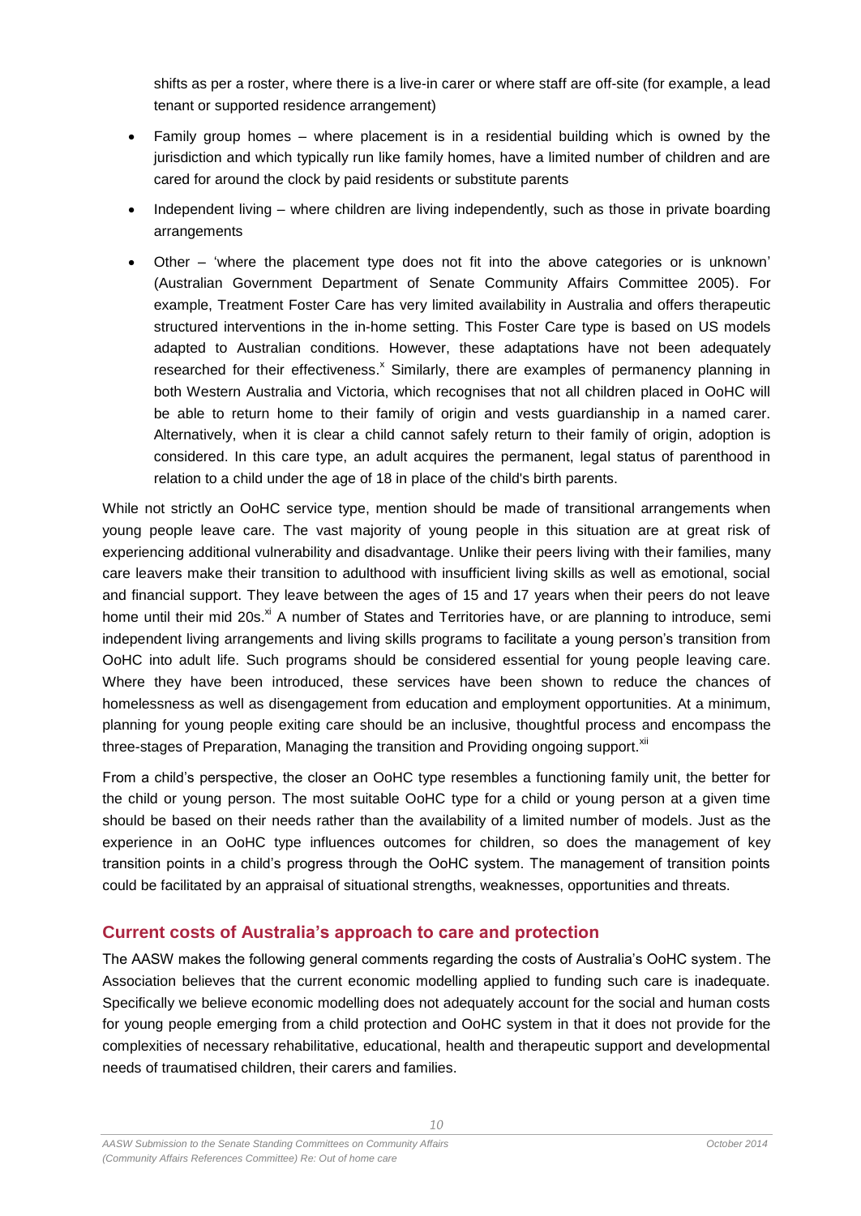shifts as per a roster, where there is a live-in carer or where staff are off-site (for example, a lead tenant or supported residence arrangement)

- Family group homes – where placement is in a residential building which is owned by the jurisdiction and which typically run like family homes, have a limited number of children and are cared for around the clock by paid residents or substitute parents
- Independent living – where children are living independently, such as those in private boarding arrangements
- Other – 'where the placement type does not fit into the above categories or is unknown' (Australian Government Department of Senate Community Affairs Committee 2005). For example, Treatment Foster Care has very limited availability in Australia and offers therapeutic structured interventions in the in-home setting. This Foster Care type is based on US models adapted to Australian conditions. However, these adaptations have not been adequately researched for their effectiveness.[x] Similarly, there are examples of permanency planning in both Western Australia and Victoria, which recognises that not all children placed in OoHC will be able to return home to their family of origin and vests guardianship in a named carer. Alternatively, when it is clear a child cannot safely return to their family of origin, adoption is considered. In this care type, an adult acquires the permanent, legal status of parenthood in relation to a child under the age of 18 in place of the child's birth parents.

While not strictly an OoHC service type, mention should be made of transitional arrangements when young people leave care. The vast majority of young people in this situation are at great risk of experiencing additional vulnerability and disadvantage. Unlike their peers living with their families, many care leavers make their transition to adulthood with insufficient living skills as well as emotional, social and financial support. They leave between the ages of 15 and 17 years when their peers do not leave home until their mid 20s.[xi] A number of States and Territories have, or are planning to introduce, semi independent living arrangements and living skills programs to facilitate a young person's transition from OoHC into adult life. Such programs should be considered essential for young people leaving care. Where they have been introduced, these services have been shown to reduce the chances of homelessness as well as disengagement from education and employment opportunities. At a minimum, planning for young people exiting care should be an inclusive, thoughtful process and encompass the three-stages of Preparation, Managing the transition and Providing ongoing support.[xii]

From a child's perspective, the closer an OoHC type resembles a functioning family unit, the better for the child or young person. The most suitable OoHC type for a child or young person at a given time should be based on their needs rather than the availability of a limited number of models. Just as the experience in an OoHC type influences outcomes for children, so does the management of key transition points in a child's progress through the OoHC system. The management of transition points could be facilitated by an appraisal of situational strengths, weaknesses, opportunities and threats.

## Current costs of Australia's approach to care and protection

The AASW makes the following general comments regarding the costs of Australia's OoHC system. The Association believes that the current economic modelling applied to funding such care is inadequate. Specifically we believe economic modelling does not adequately account for the social and human costs for young people emerging from a child protection and OoHC system in that it does not provide for the complexities of necessary rehabilitative, educational, health and therapeutic support and developmental needs of traumatised children, their carers and families.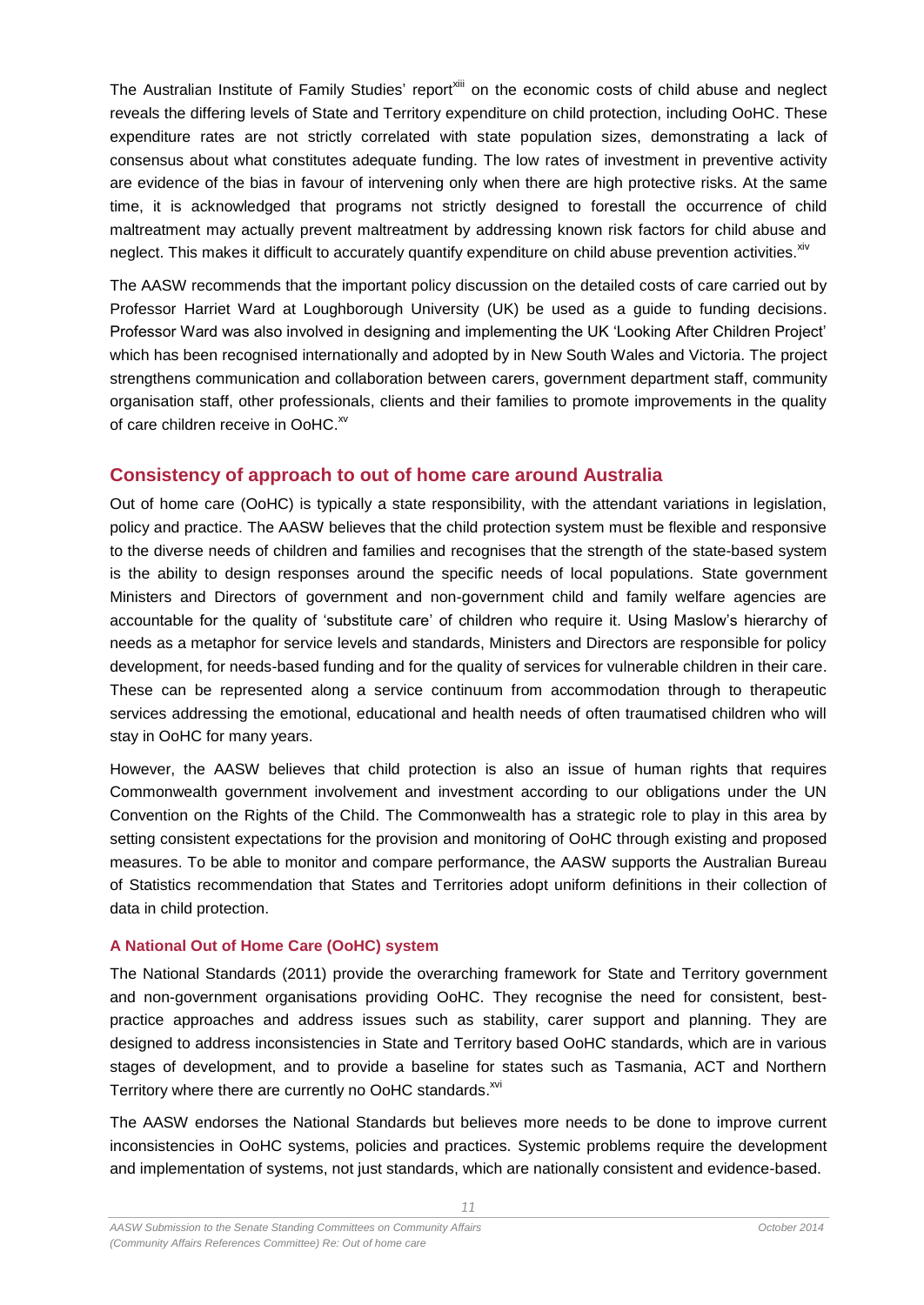The Australian Institute of Family Studies' report[xiii] on the economic costs of child abuse and neglect reveals the differing levels of State and Territory expenditure on child protection, including OoHC. These expenditure rates are not strictly correlated with state population sizes, demonstrating a lack of consensus about what constitutes adequate funding. The low rates of investment in preventive activity are evidence of the bias in favour of intervening only when there are high protective risks. At the same time, it is acknowledged that programs not strictly designed to forestall the occurrence of child maltreatment may actually prevent maltreatment by addressing known risk factors for child abuse and neglect. This makes it difficult to accurately quantify expenditure on child abuse prevention activities.[xiv]

The AASW recommends that the important policy discussion on the detailed costs of care carried out by Professor Harriet Ward at Loughborough University (UK) be used as a guide to funding decisions. Professor Ward was also involved in designing and implementing the UK 'Looking After Children Project' which has been recognised internationally and adopted by in New South Wales and Victoria. The project strengthens communication and collaboration between carers, government department staff, community organisation staff, other professionals, clients and their families to promote improvements in the quality of care children receive in OoHC.[xv]

## Consistency of approach to out of home care around Australia

Out of home care (OoHC) is typically a state responsibility, with the attendant variations in legislation, policy and practice. The AASW believes that the child protection system must be flexible and responsive to the diverse needs of children and families and recognises that the strength of the state-based system is the ability to design responses around the specific needs of local populations. State government Ministers and Directors of government and non-government child and family welfare agencies are accountable for the quality of 'substitute care' of children who require it. Using Maslow's hierarchy of needs as a metaphor for service levels and standards, Ministers and Directors are responsible for policy development, for needs-based funding and for the quality of services for vulnerable children in their care. These can be represented along a service continuum from accommodation through to therapeutic services addressing the emotional, educational and health needs of often traumatised children who will stay in OoHC for many years.

However, the AASW believes that child protection is also an issue of human rights that requires Commonwealth government involvement and investment according to our obligations under the UN Convention on the Rights of the Child. The Commonwealth has a strategic role to play in this area by setting consistent expectations for the provision and monitoring of OoHC through existing and proposed measures. To be able to monitor and compare performance, the AASW supports the Australian Bureau of Statistics recommendation that States and Territories adopt uniform definitions in their collection of data in child protection.

### A National Out of Home Care (OoHC) system

The National Standards (2011) provide the overarching framework for State and Territory government and non-government organisations providing OoHC. They recognise the need for consistent, best-practice approaches and address issues such as stability, carer support and planning. They are designed to address inconsistencies in State and Territory based OoHC standards, which are in various stages of development, and to provide a baseline for states such as Tasmania, ACT and Northern Territory where there are currently no OoHC standards.[xvi]

The AASW endorses the National Standards but believes more needs to be done to improve current inconsistencies in OoHC systems, policies and practices. Systemic problems require the development and implementation of systems, not just standards, which are nationally consistent and evidence-based.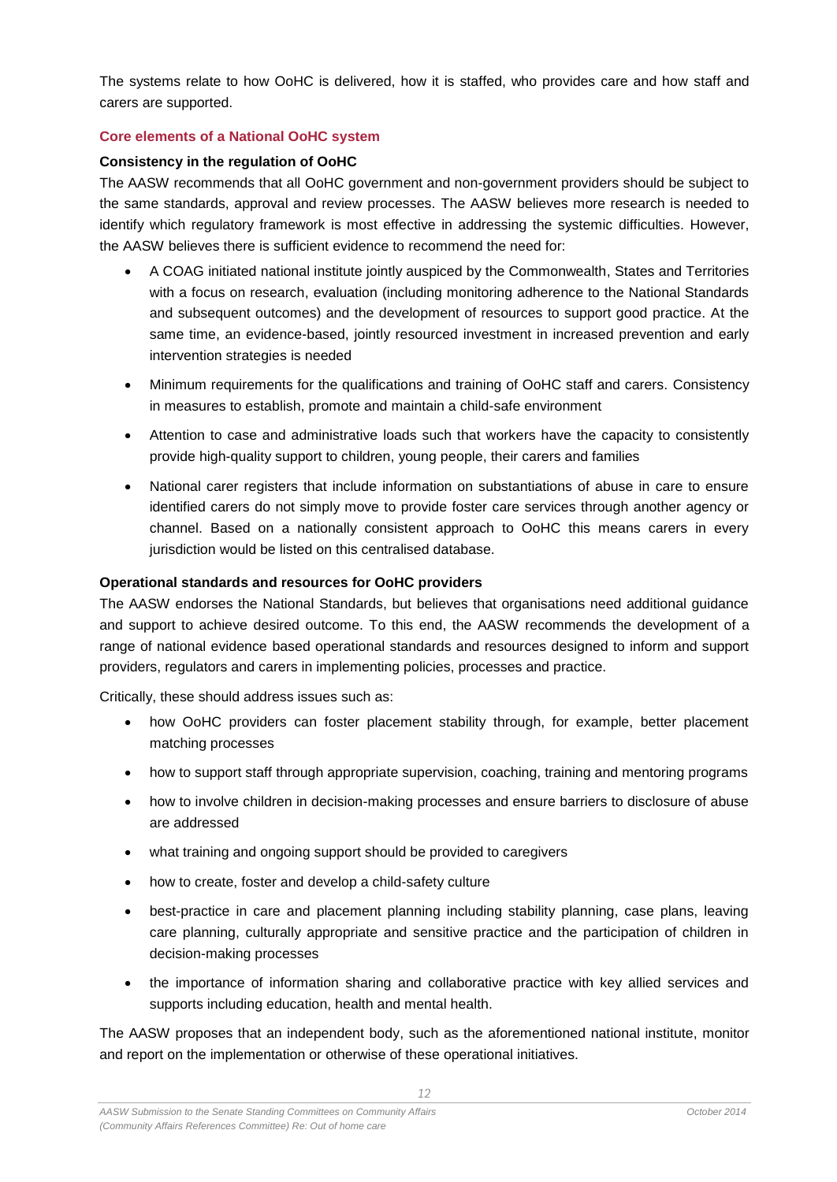The systems relate to how OoHC is delivered, how it is staffed, who provides care and how staff and carers are supported.

### Core elements of a National OoHC system

**Consistency in the regulation of OoHC**

The AASW recommends that all OoHC government and non-government providers should be subject to the same standards, approval and review processes. The AASW believes more research is needed to identify which regulatory framework is most effective in addressing the systemic difficulties. However, the AASW believes there is sufficient evidence to recommend the need for:

- A COAG initiated national institute jointly auspiced by the Commonwealth, States and Territories with a focus on research, evaluation (including monitoring adherence to the National Standards and subsequent outcomes) and the development of resources to support good practice. At the same time, an evidence-based, jointly resourced investment in increased prevention and early intervention strategies is needed
- Minimum requirements for the qualifications and training of OoHC staff and carers. Consistency in measures to establish, promote and maintain a child-safe environment
- Attention to case and administrative loads such that workers have the capacity to consistently provide high-quality support to children, young people, their carers and families
- National carer registers that include information on substantiations of abuse in care to ensure identified carers do not simply move to provide foster care services through another agency or channel. Based on a nationally consistent approach to OoHC this means carers in every jurisdiction would be listed on this centralised database.

**Operational standards and resources for OoHC providers**

The AASW endorses the National Standards, but believes that organisations need additional guidance and support to achieve desired outcome. To this end, the AASW recommends the development of a range of national evidence based operational standards and resources designed to inform and support providers, regulators and carers in implementing policies, processes and practice.

Critically, these should address issues such as:

- how OoHC providers can foster placement stability through, for example, better placement matching processes
- how to support staff through appropriate supervision, coaching, training and mentoring programs
- how to involve children in decision-making processes and ensure barriers to disclosure of abuse are addressed
- what training and ongoing support should be provided to caregivers
- how to create, foster and develop a child-safety culture
- best-practice in care and placement planning including stability planning, case plans, leaving care planning, culturally appropriate and sensitive practice and the participation of children in decision-making processes
- the importance of information sharing and collaborative practice with key allied services and supports including education, health and mental health.

The AASW proposes that an independent body, such as the aforementioned national institute, monitor and report on the implementation or otherwise of these operational initiatives.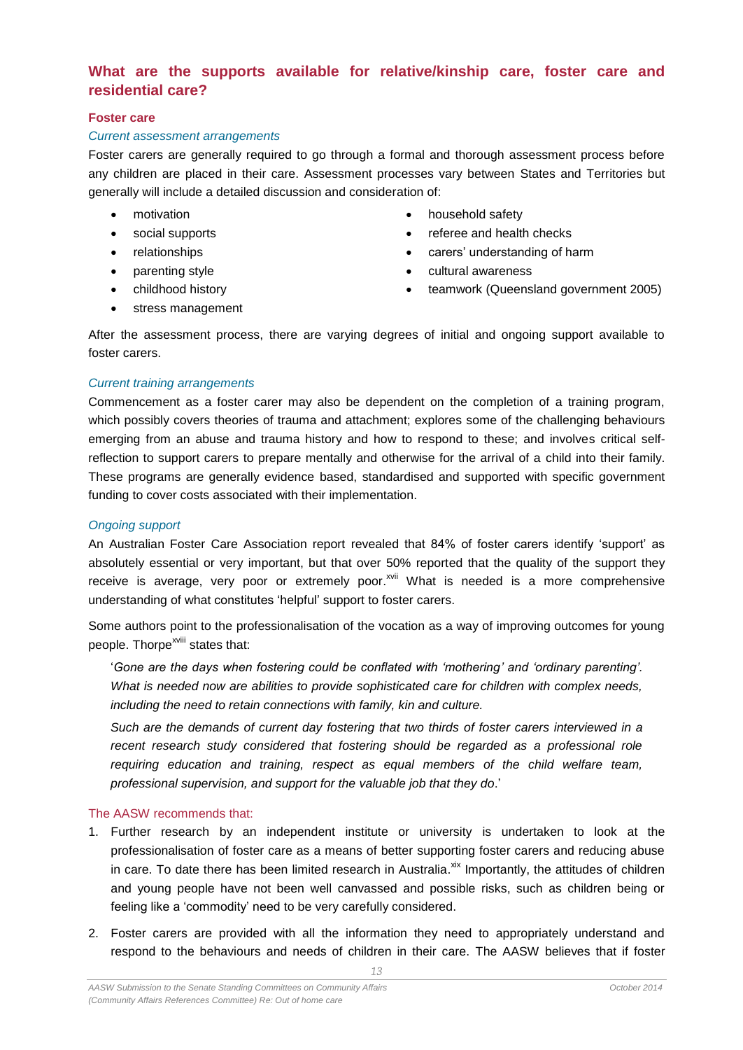## What are the supports available for relative/kinship care, foster care and residential care?

### Foster care

*Current assessment arrangements*

Foster carers are generally required to go through a formal and thorough assessment process before any children are placed in their care. Assessment processes vary between States and Territories but generally will include a detailed discussion and consideration of:

- motivation
- social supports
- relationships
- parenting style
- childhood history
- stress management
- household safety
- referee and health checks
- carers' understanding of harm
- cultural awareness
- teamwork (Queensland government 2005)

After the assessment process, there are varying degrees of initial and ongoing support available to foster carers.

*Current training arrangements*

Commencement as a foster carer may also be dependent on the completion of a training program, which possibly covers theories of trauma and attachment; explores some of the challenging behaviours emerging from an abuse and trauma history and how to respond to these; and involves critical self-reflection to support carers to prepare mentally and otherwise for the arrival of a child into their family. These programs are generally evidence based, standardised and supported with specific government funding to cover costs associated with their implementation.

*Ongoing support*

An Australian Foster Care Association report revealed that 84% of foster carers identify 'support' as absolutely essential or very important, but that over 50% reported that the quality of the support they receive is average, very poor or extremely poor.[xvii] What is needed is a more comprehensive understanding of what constitutes 'helpful' support to foster carers.

Some authors point to the professionalisation of the vocation as a way of improving outcomes for young people. Thorpe[xviii] states that:

> '*Gone are the days when fostering could be conflated with 'mothering' and 'ordinary parenting'. What is needed now are abilities to provide sophisticated care for children with complex needs, including the need to retain connections with family, kin and culture.*
>
> *Such are the demands of current day fostering that two thirds of foster carers interviewed in a recent research study considered that fostering should be regarded as a professional role requiring education and training, respect as equal members of the child welfare team, professional supervision, and support for the valuable job that they do*.'

The AASW recommends that:

1. Further research by an independent institute or university is undertaken to look at the professionalisation of foster care as a means of better supporting foster carers and reducing abuse in care. To date there has been limited research in Australia.[xix] Importantly, the attitudes of children and young people have not been well canvassed and possible risks, such as children being or feeling like a 'commodity' need to be very carefully considered.
2. Foster carers are provided with all the information they need to appropriately understand and respond to the behaviours and needs of children in their care. The AASW believes that if foster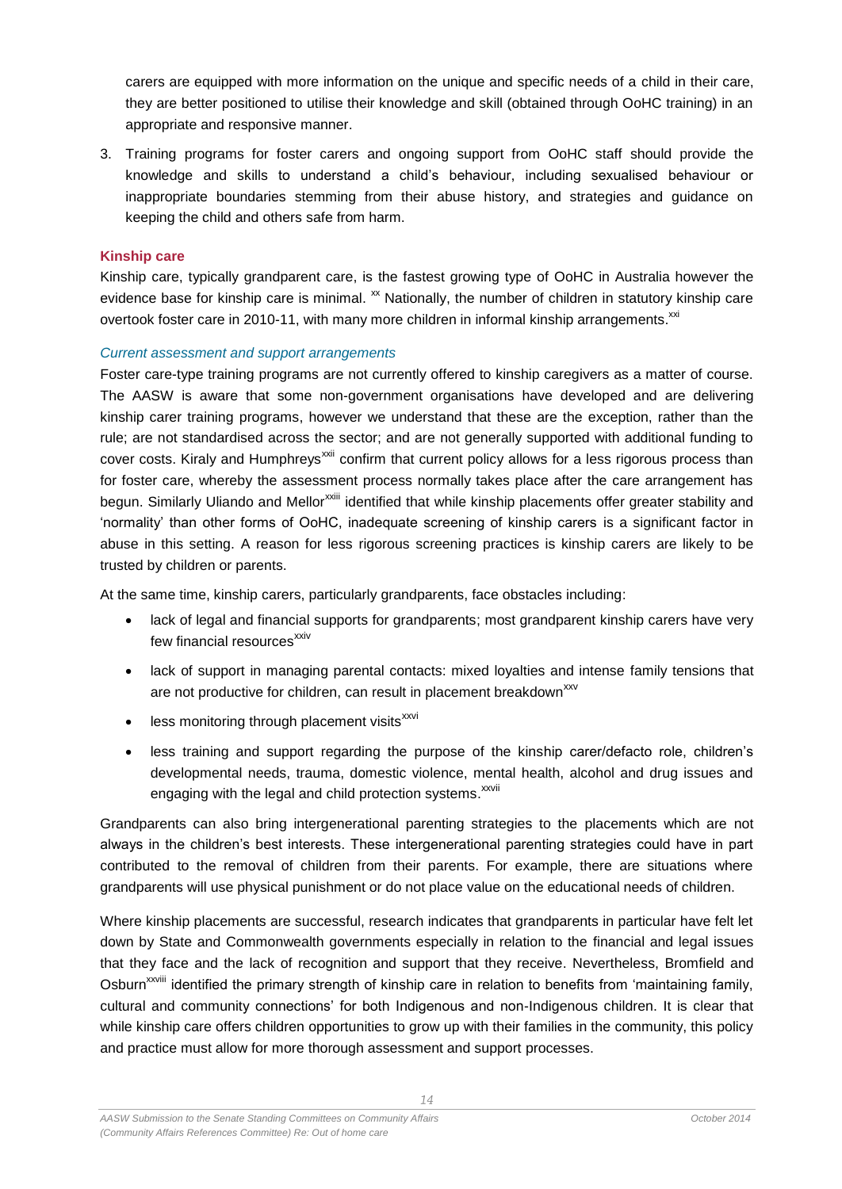carers are equipped with more information on the unique and specific needs of a child in their care, they are better positioned to utilise their knowledge and skill (obtained through OoHC training) in an appropriate and responsive manner.

3. Training programs for foster carers and ongoing support from OoHC staff should provide the knowledge and skills to understand a child's behaviour, including sexualised behaviour or inappropriate boundaries stemming from their abuse history, and strategies and guidance on keeping the child and others safe from harm.

### Kinship care

Kinship care, typically grandparent care, is the fastest growing type of OoHC in Australia however the evidence base for kinship care is minimal. [xx] Nationally, the number of children in statutory kinship care overtook foster care in 2010-11, with many more children in informal kinship arrangements.[xxi]

#### *Current assessment and support arrangements*

Foster care-type training programs are not currently offered to kinship caregivers as a matter of course. The AASW is aware that some non-government organisations have developed and are delivering kinship carer training programs, however we understand that these are the exception, rather than the rule; are not standardised across the sector; and are not generally supported with additional funding to cover costs. Kiraly and Humphreys[xxii] confirm that current policy allows for a less rigorous process than for foster care, whereby the assessment process normally takes place after the care arrangement has begun. Similarly Uliando and Mellor[xxiii] identified that while kinship placements offer greater stability and 'normality' than other forms of OoHC, inadequate screening of kinship carers is a significant factor in abuse in this setting. A reason for less rigorous screening practices is kinship carers are likely to be trusted by children or parents.

At the same time, kinship carers, particularly grandparents, face obstacles including:

- lack of legal and financial supports for grandparents; most grandparent kinship carers have very few financial resources[xxiv]
- lack of support in managing parental contacts: mixed loyalties and intense family tensions that are not productive for children, can result in placement breakdown[xxv]
- less monitoring through placement visits[xxvi]
- less training and support regarding the purpose of the kinship carer/defacto role, children's developmental needs, trauma, domestic violence, mental health, alcohol and drug issues and engaging with the legal and child protection systems.[xxvii]

Grandparents can also bring intergenerational parenting strategies to the placements which are not always in the children's best interests. These intergenerational parenting strategies could have in part contributed to the removal of children from their parents. For example, there are situations where grandparents will use physical punishment or do not place value on the educational needs of children.

Where kinship placements are successful, research indicates that grandparents in particular have felt let down by State and Commonwealth governments especially in relation to the financial and legal issues that they face and the lack of recognition and support that they receive. Nevertheless, Bromfield and Osburn[xxviii] identified the primary strength of kinship care in relation to benefits from 'maintaining family, cultural and community connections' for both Indigenous and non-Indigenous children. It is clear that while kinship care offers children opportunities to grow up with their families in the community, this policy and practice must allow for more thorough assessment and support processes.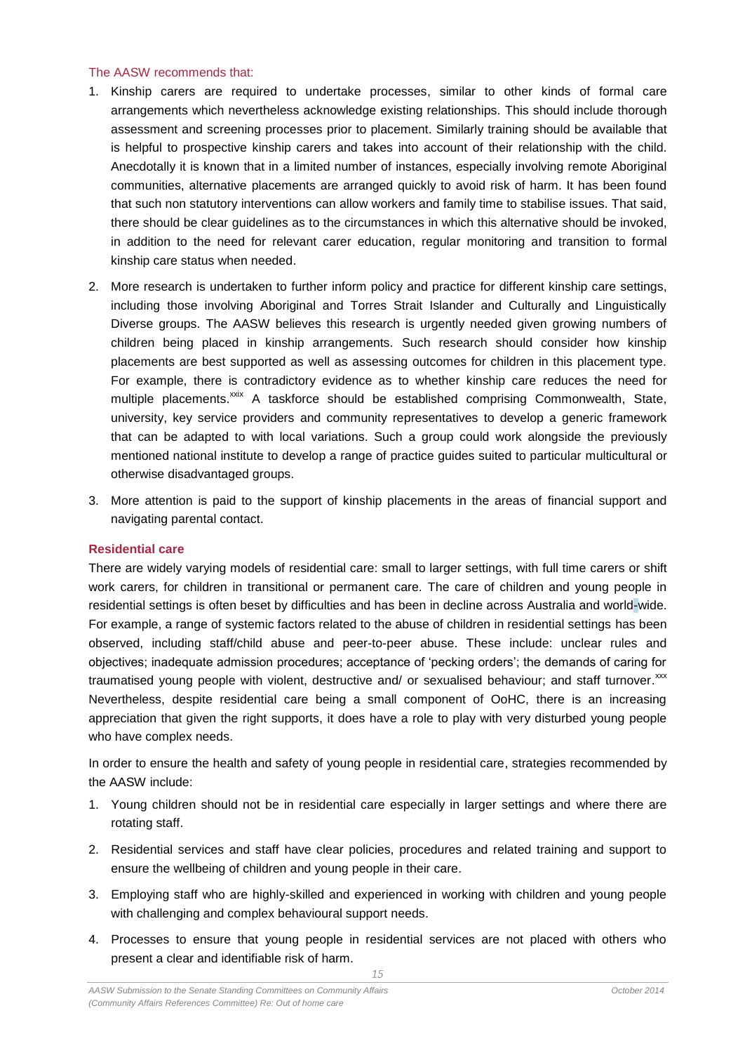The AASW recommends that:

1. Kinship carers are required to undertake processes, similar to other kinds of formal care arrangements which nevertheless acknowledge existing relationships. This should include thorough assessment and screening processes prior to placement. Similarly training should be available that is helpful to prospective kinship carers and takes into account of their relationship with the child. Anecdotally it is known that in a limited number of instances, especially involving remote Aboriginal communities, alternative placements are arranged quickly to avoid risk of harm. It has been found that such non statutory interventions can allow workers and family time to stabilise issues. That said, there should be clear guidelines as to the circumstances in which this alternative should be invoked, in addition to the need for relevant carer education, regular monitoring and transition to formal kinship care status when needed.
2. More research is undertaken to further inform policy and practice for different kinship care settings, including those involving Aboriginal and Torres Strait Islander and Culturally and Linguistically Diverse groups. The AASW believes this research is urgently needed given growing numbers of children being placed in kinship arrangements. Such research should consider how kinship placements are best supported as well as assessing outcomes for children in this placement type. For example, there is contradictory evidence as to whether kinship care reduces the need for multiple placements.[xxix] A taskforce should be established comprising Commonwealth, State, university, key service providers and community representatives to develop a generic framework that can be adapted to with local variations. Such a group could work alongside the previously mentioned national institute to develop a range of practice guides suited to particular multicultural or otherwise disadvantaged groups.
3. More attention is paid to the support of kinship placements in the areas of financial support and navigating parental contact.

## Residential care

There are widely varying models of residential care: small to larger settings, with full time carers or shift work carers, for children in transitional or permanent care. The care of children and young people in residential settings is often beset by difficulties and has been in decline across Australia and world-wide. For example, a range of systemic factors related to the abuse of children in residential settings has been observed, including staff/child abuse and peer-to-peer abuse. These include: unclear rules and objectives; inadequate admission procedures; acceptance of 'pecking orders'; the demands of caring for traumatised young people with violent, destructive and/ or sexualised behaviour; and staff turnover.[xxx] Nevertheless, despite residential care being a small component of OoHC, there is an increasing appreciation that given the right supports, it does have a role to play with very disturbed young people who have complex needs.

In order to ensure the health and safety of young people in residential care, strategies recommended by the AASW include:

1. Young children should not be in residential care especially in larger settings and where there are rotating staff.
2. Residential services and staff have clear policies, procedures and related training and support to ensure the wellbeing of children and young people in their care.
3. Employing staff who are highly-skilled and experienced in working with children and young people with challenging and complex behavioural support needs.
4. Processes to ensure that young people in residential services are not placed with others who present a clear and identifiable risk of harm.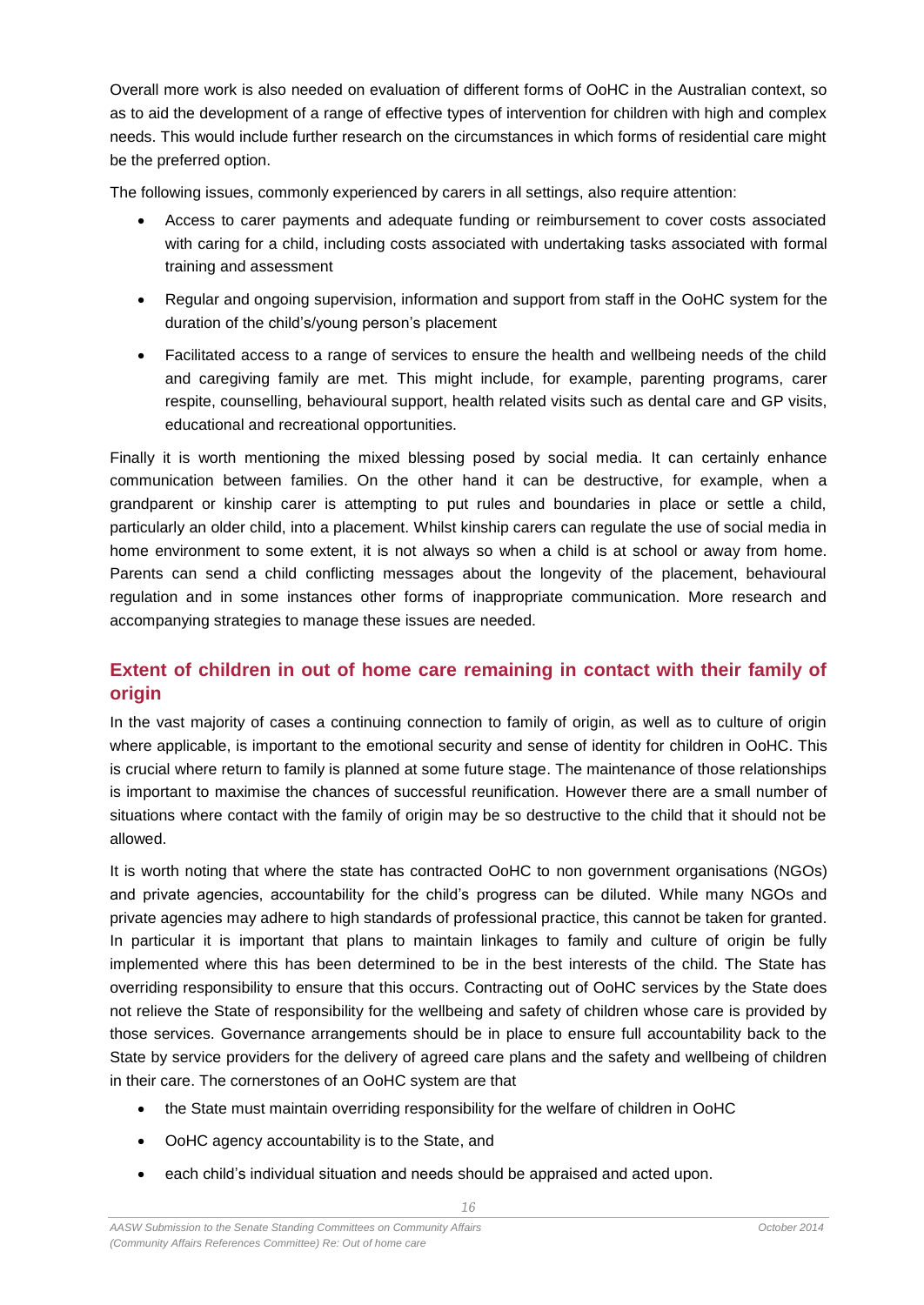Overall more work is also needed on evaluation of different forms of OoHC in the Australian context, so as to aid the development of a range of effective types of intervention for children with high and complex needs. This would include further research on the circumstances in which forms of residential care might be the preferred option.

The following issues, commonly experienced by carers in all settings, also require attention:

- Access to carer payments and adequate funding or reimbursement to cover costs associated with caring for a child, including costs associated with undertaking tasks associated with formal training and assessment
- Regular and ongoing supervision, information and support from staff in the OoHC system for the duration of the child's/young person's placement
- Facilitated access to a range of services to ensure the health and wellbeing needs of the child and caregiving family are met. This might include, for example, parenting programs, carer respite, counselling, behavioural support, health related visits such as dental care and GP visits, educational and recreational opportunities.

Finally it is worth mentioning the mixed blessing posed by social media. It can certainly enhance communication between families. On the other hand it can be destructive, for example, when a grandparent or kinship carer is attempting to put rules and boundaries in place or settle a child, particularly an older child, into a placement. Whilst kinship carers can regulate the use of social media in home environment to some extent, it is not always so when a child is at school or away from home. Parents can send a child conflicting messages about the longevity of the placement, behavioural regulation and in some instances other forms of inappropriate communication. More research and accompanying strategies to manage these issues are needed.

## Extent of children in out of home care remaining in contact with their family of origin

In the vast majority of cases a continuing connection to family of origin, as well as to culture of origin where applicable, is important to the emotional security and sense of identity for children in OoHC. This is crucial where return to family is planned at some future stage. The maintenance of those relationships is important to maximise the chances of successful reunification. However there are a small number of situations where contact with the family of origin may be so destructive to the child that it should not be allowed.

It is worth noting that where the state has contracted OoHC to non government organisations (NGOs) and private agencies, accountability for the child's progress can be diluted. While many NGOs and private agencies may adhere to high standards of professional practice, this cannot be taken for granted. In particular it is important that plans to maintain linkages to family and culture of origin be fully implemented where this has been determined to be in the best interests of the child. The State has overriding responsibility to ensure that this occurs. Contracting out of OoHC services by the State does not relieve the State of responsibility for the wellbeing and safety of children whose care is provided by those services. Governance arrangements should be in place to ensure full accountability back to the State by service providers for the delivery of agreed care plans and the safety and wellbeing of children in their care. The cornerstones of an OoHC system are that

- the State must maintain overriding responsibility for the welfare of children in OoHC
- OoHC agency accountability is to the State, and
- each child's individual situation and needs should be appraised and acted upon.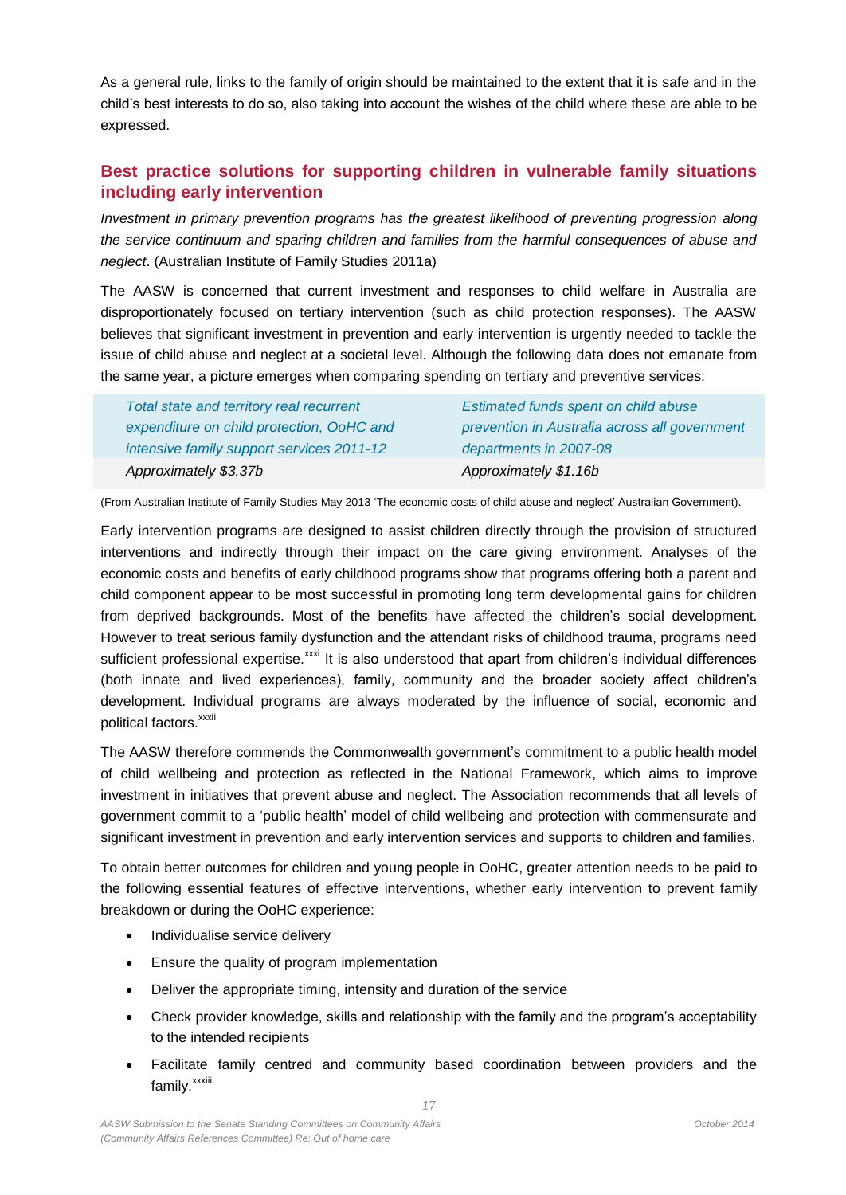As a general rule, links to the family of origin should be maintained to the extent that it is safe and in the child's best interests to do so, also taking into account the wishes of the child where these are able to be expressed.

## Best practice solutions for supporting children in vulnerable family situations including early intervention

*Investment in primary prevention programs has the greatest likelihood of preventing progression along the service continuum and sparing children and families from the harmful consequences of abuse and neglect*. (Australian Institute of Family Studies 2011a)

The AASW is concerned that current investment and responses to child welfare in Australia are disproportionately focused on tertiary intervention (such as child protection responses). The AASW believes that significant investment in prevention and early intervention is urgently needed to tackle the issue of child abuse and neglect at a societal level. Although the following data does not emanate from the same year, a picture emerges when comparing spending on tertiary and preventive services:

| *Total state and territory real recurrent expenditure on child protection, OoHC and intensive family support services 2011-12* | *Estimated funds spent on child abuse prevention in Australia across all government departments in 2007-08* |
|---|---|
| *Approximately $3.37b* | *Approximately $1.16b* |

(From Australian Institute of Family Studies May 2013 'The economic costs of child abuse and neglect' Australian Government).

Early intervention programs are designed to assist children directly through the provision of structured interventions and indirectly through their impact on the care giving environment. Analyses of the economic costs and benefits of early childhood programs show that programs offering both a parent and child component appear to be most successful in promoting long term developmental gains for children from deprived backgrounds. Most of the benefits have affected the children's social development. However to treat serious family dysfunction and the attendant risks of childhood trauma, programs need sufficient professional expertise.[xxxi] It is also understood that apart from children's individual differences (both innate and lived experiences), family, community and the broader society affect children's development. Individual programs are always moderated by the influence of social, economic and political factors.[xxxii]

The AASW therefore commends the Commonwealth government's commitment to a public health model of child wellbeing and protection as reflected in the National Framework, which aims to improve investment in initiatives that prevent abuse and neglect. The Association recommends that all levels of government commit to a 'public health' model of child wellbeing and protection with commensurate and significant investment in prevention and early intervention services and supports to children and families.

To obtain better outcomes for children and young people in OoHC, greater attention needs to be paid to the following essential features of effective interventions, whether early intervention to prevent family breakdown or during the OoHC experience:

- Individualise service delivery
- Ensure the quality of program implementation
- Deliver the appropriate timing, intensity and duration of the service
- Check provider knowledge, skills and relationship with the family and the program's acceptability to the intended recipients
- Facilitate family centred and community based coordination between providers and the family.[xxxiii]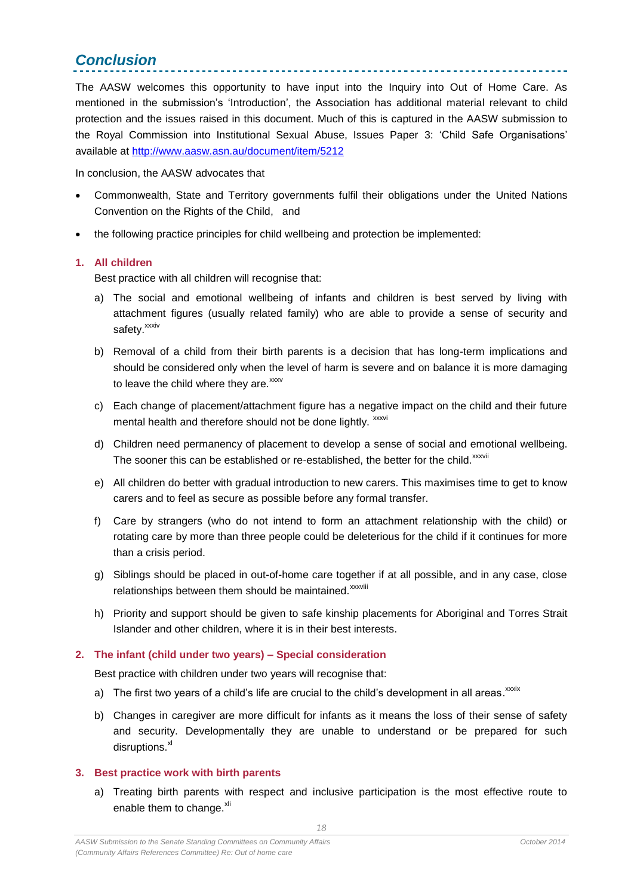## *Conclusion*

The AASW welcomes this opportunity to have input into the Inquiry into Out of Home Care. As mentioned in the submission's 'Introduction', the Association has additional material relevant to child protection and the issues raised in this document. Much of this is captured in the AASW submission to the Royal Commission into Institutional Sexual Abuse, Issues Paper 3: 'Child Safe Organisations' available at http://www.aasw.asn.au/document/item/5212

In conclusion, the AASW advocates that

- Commonwealth, State and Territory governments fulfil their obligations under the United Nations Convention on the Rights of the Child, and
- the following practice principles for child wellbeing and protection be implemented:

### 1. All children

Best practice with all children will recognise that:

a) The social and emotional wellbeing of infants and children is best served by living with attachment figures (usually related family) who are able to provide a sense of security and safety.[xxxiv]

b) Removal of a child from their birth parents is a decision that has long-term implications and should be considered only when the level of harm is severe and on balance it is more damaging to leave the child where they are.[xxxv]

c) Each change of placement/attachment figure has a negative impact on the child and their future mental health and therefore should not be done lightly. [xxxvi]

d) Children need permanency of placement to develop a sense of social and emotional wellbeing. The sooner this can be established or re-established, the better for the child.[xxxvii]

e) All children do better with gradual introduction to new carers. This maximises time to get to know carers and to feel as secure as possible before any formal transfer.

f) Care by strangers (who do not intend to form an attachment relationship with the child) or rotating care by more than three people could be deleterious for the child if it continues for more than a crisis period.

g) Siblings should be placed in out-of-home care together if at all possible, and in any case, close relationships between them should be maintained.[xxxviii]

h) Priority and support should be given to safe kinship placements for Aboriginal and Torres Strait Islander and other children, where it is in their best interests.

### 2. The infant (child under two years) – Special consideration

Best practice with children under two years will recognise that:

a) The first two years of a child's life are crucial to the child's development in all areas.[xxxix]

b) Changes in caregiver are more difficult for infants as it means the loss of their sense of safety and security. Developmentally they are unable to understand or be prepared for such disruptions.[xl]

### 3. Best practice work with birth parents

a) Treating birth parents with respect and inclusive participation is the most effective route to enable them to change.[xli]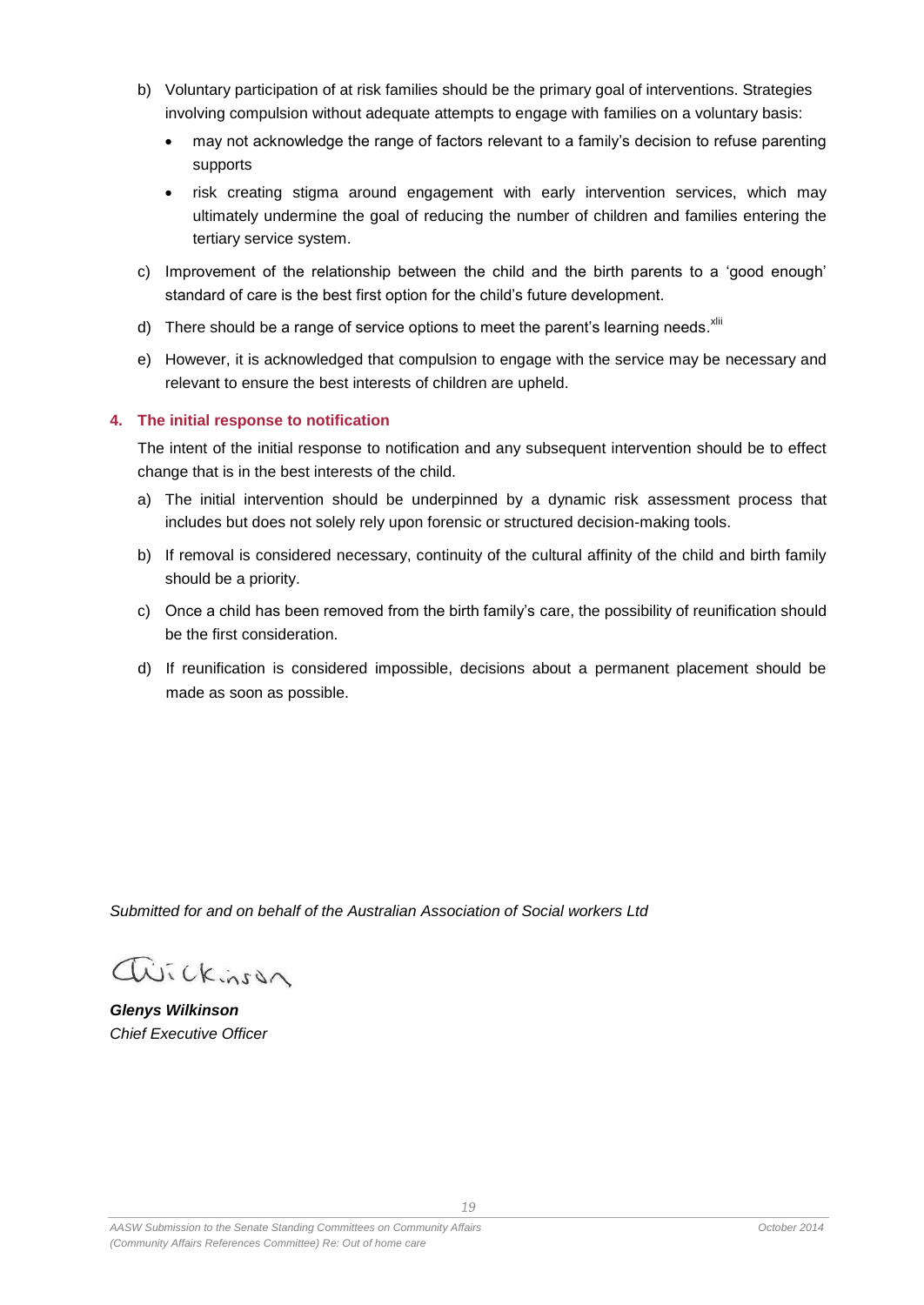b) Voluntary participation of at risk families should be the primary goal of interventions. Strategies involving compulsion without adequate attempts to engage with families on a voluntary basis:
   - may not acknowledge the range of factors relevant to a family's decision to refuse parenting supports
   - risk creating stigma around engagement with early intervention services, which may ultimately undermine the goal of reducing the number of children and families entering the tertiary service system.

c) Improvement of the relationship between the child and the birth parents to a 'good enough' standard of care is the best first option for the child's future development.

d) There should be a range of service options to meet the parent's learning needs.[xlii]

e) However, it is acknowledged that compulsion to engage with the service may be necessary and relevant to ensure the best interests of children are upheld.

### 4. The initial response to notification

The intent of the initial response to notification and any subsequent intervention should be to effect change that is in the best interests of the child.

a) The initial intervention should be underpinned by a dynamic risk assessment process that includes but does not solely rely upon forensic or structured decision-making tools.

b) If removal is considered necessary, continuity of the cultural affinity of the child and birth family should be a priority.

c) Once a child has been removed from the birth family's care, the possibility of reunification should be the first consideration.

d) If reunification is considered impossible, decisions about a permanent placement should be made as soon as possible.

*Submitted for and on behalf of the Australian Association of Social workers Ltd*

Wilkinson

***Glenys Wilkinson***
*Chief Executive Officer*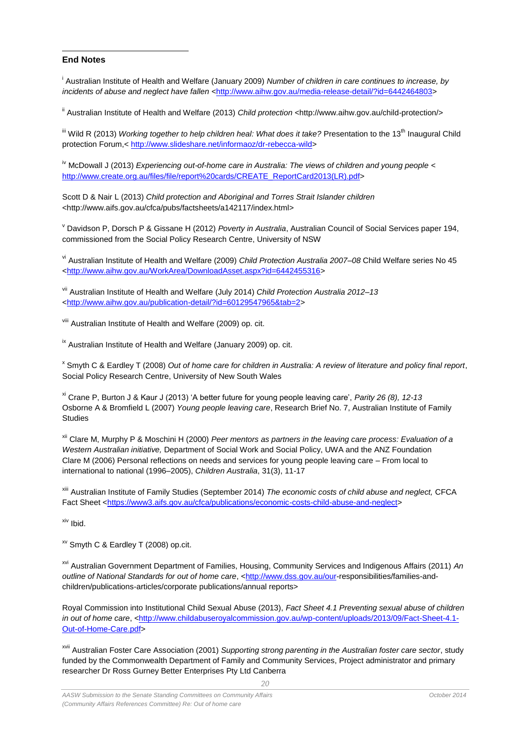## End Notes

[i] Australian Institute of Health and Welfare (January 2009) *Number of children in care continues to increase, by incidents of abuse and neglect have fallen* <http://www.aihw.gov.au/media-release-detail/?id=6442464803>

[ii] Australian Institute of Health and Welfare (2013) *Child protection* <http://www.aihw.gov.au/child-protection/>

[iii] Wild R (2013) *Working together to help children heal: What does it take?* Presentation to the 13th Inaugural Child protection Forum,< http://www.slideshare.net/informaoz/dr-rebecca-wild>

[iv] McDowall J (2013) *Experiencing out-of-home care in Australia: The views of children and young people* < http://www.create.org.au/files/file/report%20cards/CREATE_ReportCard2013(LR).pdf>

Scott D & Nair L (2013) *Child protection and Aboriginal and Torres Strait Islander children* <http://www.aifs.gov.au/cfca/pubs/factsheets/a142117/index.html>

[v] Davidson P, Dorsch P & Gissane H (2012) *Poverty in Australia*, Australian Council of Social Services paper 194, commissioned from the Social Policy Research Centre, University of NSW

[vi] Australian Institute of Health and Welfare (2009) *Child Protection Australia 2007–08* Child Welfare series No 45 <http://www.aihw.gov.au/WorkArea/DownloadAsset.aspx?id=6442455316>

[vii] Australian Institute of Health and Welfare (July 2014) *Child Protection Australia 2012–13* <http://www.aihw.gov.au/publication-detail/?id=60129547965&tab=2>

[viii] Australian Institute of Health and Welfare (2009) op. cit.

[ix] Australian Institute of Health and Welfare (January 2009) op. cit.

[x] Smyth C & Eardley T (2008) *Out of home care for children in Australia: A review of literature and policy final report*, Social Policy Research Centre, University of New South Wales

[xi] Crane P, Burton J & Kaur J (2013) 'A better future for young people leaving care', *Parity 26 (8), 12-13*
Osborne A & Bromfield L (2007) *Young people leaving care*, Research Brief No. 7, Australian Institute of Family Studies

[xii] Clare M, Murphy P & Moschini H (2000) *Peer mentors as partners in the leaving care process: Evaluation of a Western Australian initiative,* Department of Social Work and Social Policy, UWA and the ANZ Foundation
Clare M (2006) Personal reflections on needs and services for young people leaving care – From local to international to national (1996–2005), *Children Australia*, 31(3), 11-17

[xiii] Australian Institute of Family Studies (September 2014) *The economic costs of child abuse and neglect,* CFCA Fact Sheet <https://www3.aifs.gov.au/cfca/publications/economic-costs-child-abuse-and-neglect>

[xiv] Ibid.

[xv] Smyth C & Eardley T (2008) op.cit.

[xvi] Australian Government Department of Families, Housing, Community Services and Indigenous Affairs (2011) *An outline of National Standards for out of home care*, <http://www.dss.gov.au/our-responsibilities/families-and-children/publications-articles/corporate publications/annual reports>

Royal Commission into Institutional Child Sexual Abuse (2013), *Fact Sheet 4.1 Preventing sexual abuse of children in out of home care*, <http://www.childabuseroyalcommission.gov.au/wp-content/uploads/2013/09/Fact-Sheet-4.1-Out-of-Home-Care.pdf>

[xvii] Australian Foster Care Association (2001) *Supporting strong parenting in the Australian foster care sector*, study funded by the Commonwealth Department of Family and Community Services, Project administrator and primary researcher Dr Ross Gurney Better Enterprises Pty Ltd Canberra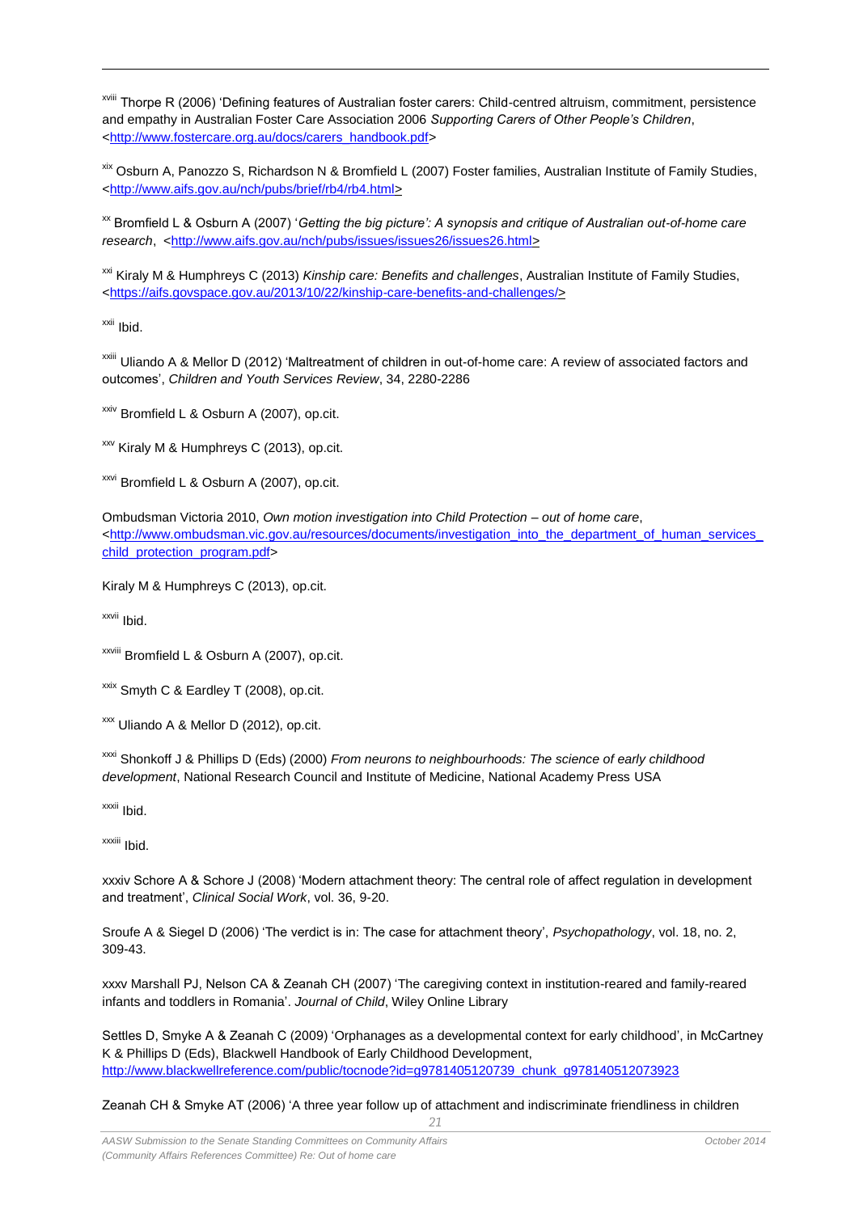[xviii] Thorpe R (2006) 'Defining features of Australian foster carers: Child-centred altruism, commitment, persistence and empathy in Australian Foster Care Association 2006 *Supporting Carers of Other People's Children*, <http://www.fostercare.org.au/docs/carers_handbook.pdf>

[xix] Osburn A, Panozzo S, Richardson N & Bromfield L (2007) Foster families, Australian Institute of Family Studies, <http://www.aifs.gov.au/nch/pubs/brief/rb4/rb4.html>

[xx] Bromfield L & Osburn A (2007) '*Getting the big picture': A synopsis and critique of Australian out-of-home care research*, <http://www.aifs.gov.au/nch/pubs/issues/issues26/issues26.html>

[xxi] Kiraly M & Humphreys C (2013) *Kinship care: Benefits and challenges*, Australian Institute of Family Studies, <https://aifs.govspace.gov.au/2013/10/22/kinship-care-benefits-and-challenges/>

[xxii] Ibid.

[xxiii] Uliando A & Mellor D (2012) 'Maltreatment of children in out-of-home care: A review of associated factors and outcomes', *Children and Youth Services Review*, 34, 2280-2286

[xxiv] Bromfield L & Osburn A (2007), op.cit.

[xxv] Kiraly M & Humphreys C (2013), op.cit.

[xxvi] Bromfield L & Osburn A (2007), op.cit.

Ombudsman Victoria 2010, *Own motion investigation into Child Protection – out of home care*, <http://www.ombudsman.vic.gov.au/resources/documents/investigation_into_the_department_of_human_services_child_protection_program.pdf>

Kiraly M & Humphreys C (2013), op.cit.

[xxvii] Ibid.

[xxviii] Bromfield L & Osburn A (2007), op.cit.

[xxix] Smyth C & Eardley T (2008), op.cit.

[xxx] Uliando A & Mellor D (2012), op.cit.

[xxxi] Shonkoff J & Phillips D (Eds) (2000) *From neurons to neighbourhoods: The science of early childhood development*, National Research Council and Institute of Medicine, National Academy Press USA

[xxxii] Ibid.

[xxxiii] Ibid.

xxxiv Schore A & Schore J (2008) 'Modern attachment theory: The central role of affect regulation in development and treatment', *Clinical Social Work*, vol. 36, 9-20.

Sroufe A & Siegel D (2006) 'The verdict is in: The case for attachment theory', *Psychopathology*, vol. 18, no. 2, 309-43.

xxxv Marshall PJ, Nelson CA & Zeanah CH (2007) 'The caregiving context in institution-reared and family-reared infants and toddlers in Romania'. *Journal of Child*, Wiley Online Library

Settles D, Smyke A & Zeanah C (2009) 'Orphanages as a developmental context for early childhood', in McCartney K & Phillips D (Eds), Blackwell Handbook of Early Childhood Development, http://www.blackwellreference.com/public/tocnode?id=g9781405120739_chunk_g978140512073923

Zeanah CH & Smyke AT (2006) 'A three year follow up of attachment and indiscriminate friendliness in children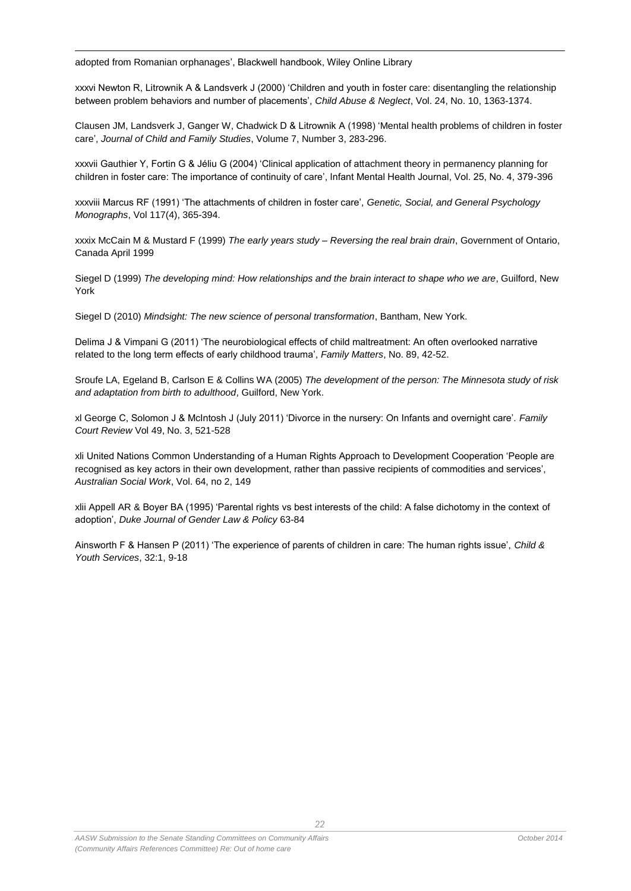adopted from Romanian orphanages', Blackwell handbook, Wiley Online Library

xxxvi Newton R, Litrownik A & Landsverk J (2000) 'Children and youth in foster care: disentangling the relationship between problem behaviors and number of placements', *Child Abuse & Neglect*, Vol. 24, No. 10, 1363-1374.

Clausen JM, Landsverk J, Ganger W, Chadwick D & Litrownik A (1998) 'Mental health problems of children in foster care', *Journal of Child and Family Studies*, Volume 7, Number 3, 283-296.

xxxvii Gauthier Y, Fortin G & Jéliu G (2004) 'Clinical application of attachment theory in permanency planning for children in foster care: The importance of continuity of care', Infant Mental Health Journal, Vol. 25, No. 4, 379-396

xxxviii Marcus RF (1991) 'The attachments of children in foster care', *Genetic, Social, and General Psychology Monographs*, Vol 117(4), 365-394.

xxxix McCain M & Mustard F (1999) *The early years study – Reversing the real brain drain*, Government of Ontario, Canada April 1999

Siegel D (1999) *The developing mind: How relationships and the brain interact to shape who we are*, Guilford, New York

Siegel D (2010) *Mindsight: The new science of personal transformation*, Bantham, New York.

Delima J & Vimpani G (2011) 'The neurobiological effects of child maltreatment: An often overlooked narrative related to the long term effects of early childhood trauma', *Family Matters*, No. 89, 42-52.

Sroufe LA, Egeland B, Carlson E & Collins WA (2005) *The development of the person: The Minnesota study of risk and adaptation from birth to adulthood*, Guilford, New York.

xl George C, Solomon J & McIntosh J (July 2011) 'Divorce in the nursery: On Infants and overnight care'. *Family Court Review* Vol 49, No. 3, 521-528

xli United Nations Common Understanding of a Human Rights Approach to Development Cooperation 'People are recognised as key actors in their own development, rather than passive recipients of commodities and services', *Australian Social Work*, Vol. 64, no 2, 149

xlii Appell AR & Boyer BA (1995) 'Parental rights vs best interests of the child: A false dichotomy in the context of adoption', *Duke Journal of Gender Law & Policy* 63-84

Ainsworth F & Hansen P (2011) 'The experience of parents of children in care: The human rights issue', *Child & Youth Services*, 32:1, 9-18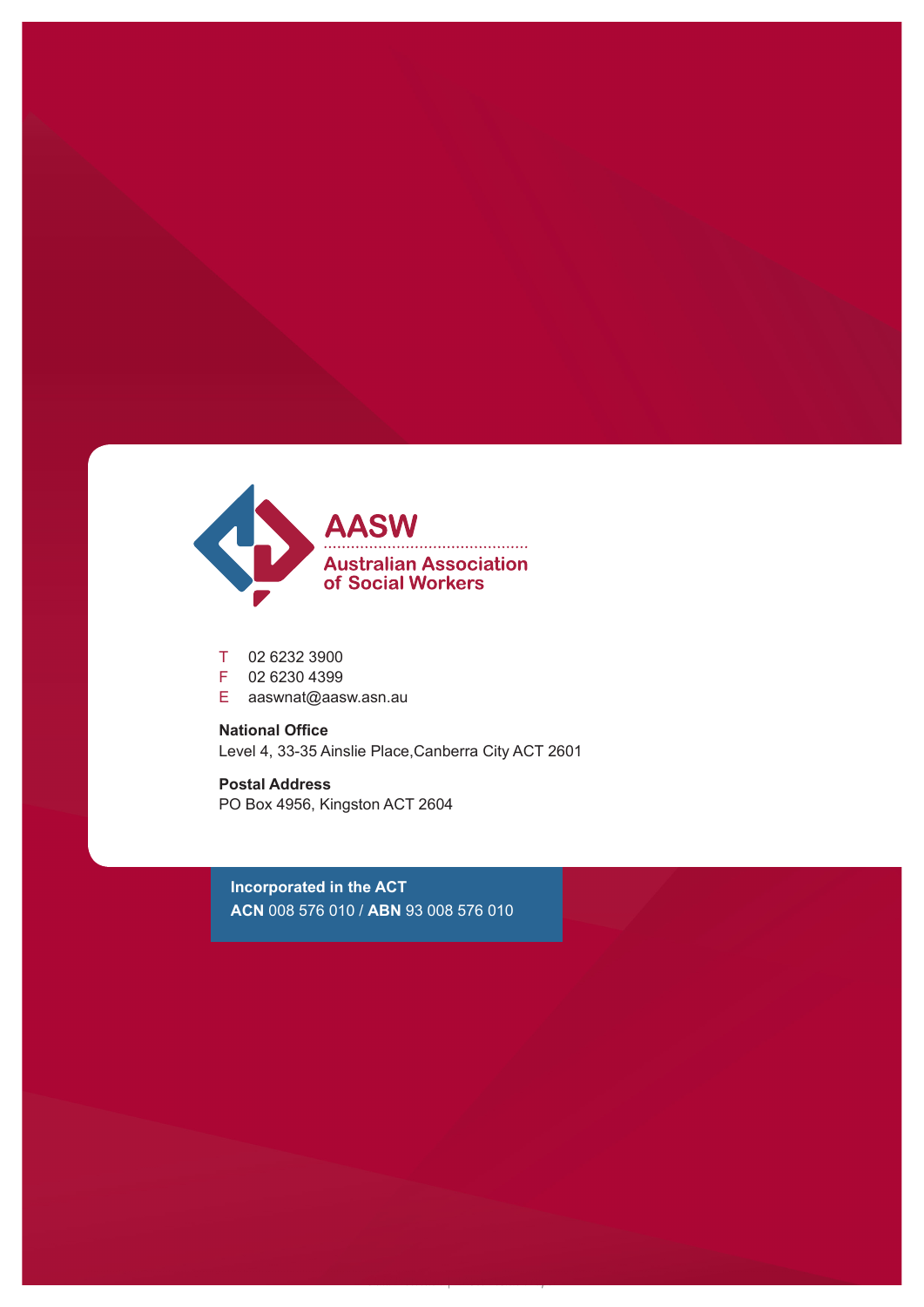**AASW**

**Australian Association of Social Workers**

T 02 6232 3900
F 02 6230 4399
E aaswnat@aasw.asn.au

**National Office**
Level 4, 33-35 Ainslie Place,Canberra City ACT 2601

**Postal Address**
PO Box 4956, Kingston ACT 2604

**Incorporated in the ACT**
**ACN** 008 576 010 / **ABN** 93 008 576 010